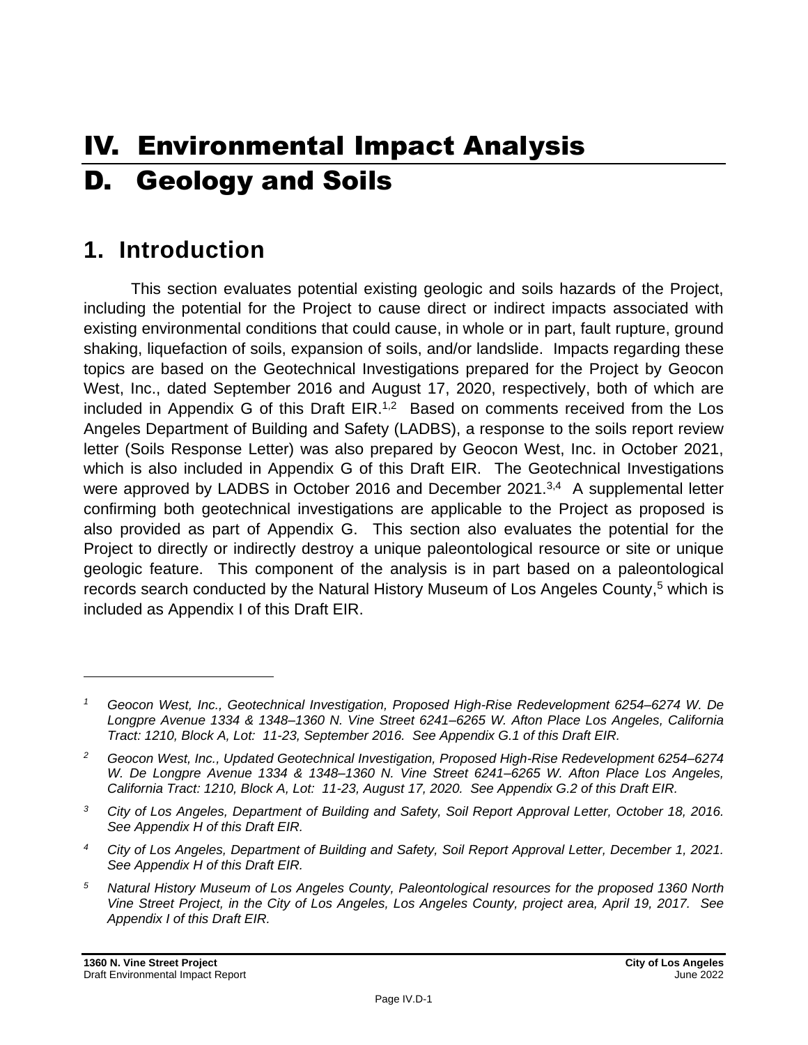# IV. Environmental Impact Analysis

# D. Geology and Soils

## 1. Introduction

This section evaluates potential existing geologic and soils hazards of the Project, including the potential for the Project to cause direct or indirect impacts associated with existing environmental conditions that could cause, in whole or in part, fault rupture, ground shaking, liquefaction of soils, expansion of soils, and/or landslide. Impacts regarding these topics are based on the Geotechnical Investigations prepared for the Project by Geocon West, Inc., dated September 2016 and August 17, 2020, respectively, both of which are included in Appendix G of this Draft EIR.[1,2] Based on comments received from the Los Angeles Department of Building and Safety (LADBS), a response to the soils report review letter (Soils Response Letter) was also prepared by Geocon West, Inc. in October 2021, which is also included in Appendix G of this Draft EIR. The Geotechnical Investigations were approved by LADBS in October 2016 and December 2021.[3,4] A supplemental letter confirming both geotechnical investigations are applicable to the Project as proposed is also provided as part of Appendix G. This section also evaluates the potential for the Project to directly or indirectly destroy a unique paleontological resource or site or unique geologic feature. This component of the analysis is in part based on a paleontological records search conducted by the Natural History Museum of Los Angeles County,[5] which is included as Appendix I of this Draft EIR.

---

[1] *Geocon West, Inc., Geotechnical Investigation, Proposed High-Rise Redevelopment 6254–6274 W. De Longpre Avenue 1334 & 1348–1360 N. Vine Street 6241–6265 W. Afton Place Los Angeles, California Tract: 1210, Block A, Lot: 11-23, September 2016. See Appendix G.1 of this Draft EIR.*

[2] *Geocon West, Inc., Updated Geotechnical Investigation, Proposed High-Rise Redevelopment 6254–6274 W. De Longpre Avenue 1334 & 1348–1360 N. Vine Street 6241–6265 W. Afton Place Los Angeles, California Tract: 1210, Block A, Lot: 11-23, August 17, 2020. See Appendix G.2 of this Draft EIR.*

[3] *City of Los Angeles, Department of Building and Safety, Soil Report Approval Letter, October 18, 2016. See Appendix H of this Draft EIR.*

[4] *City of Los Angeles, Department of Building and Safety, Soil Report Approval Letter, December 1, 2021. See Appendix H of this Draft EIR.*

[5] *Natural History Museum of Los Angeles County, Paleontological resources for the proposed 1360 North Vine Street Project, in the City of Los Angeles, Los Angeles County, project area, April 19, 2017. See Appendix I of this Draft EIR.*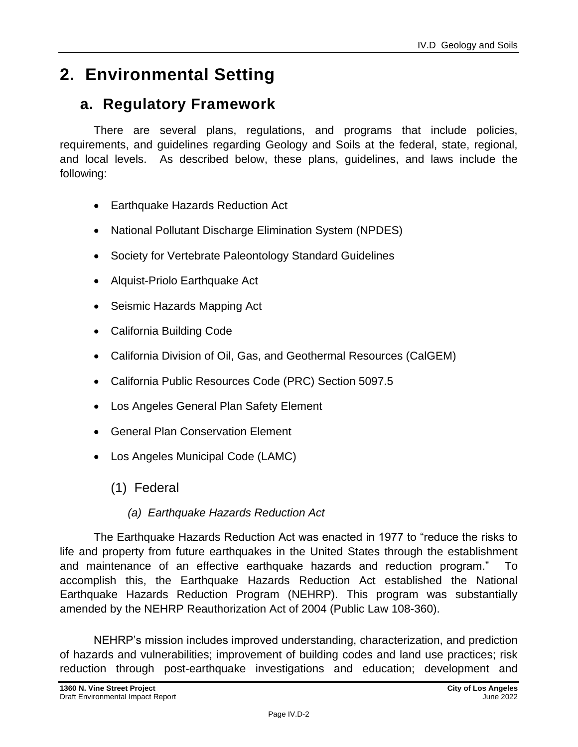# 2. Environmental Setting

## a. Regulatory Framework

There are several plans, regulations, and programs that include policies, requirements, and guidelines regarding Geology and Soils at the federal, state, regional, and local levels. As described below, these plans, guidelines, and laws include the following:

- Earthquake Hazards Reduction Act
- National Pollutant Discharge Elimination System (NPDES)
- Society for Vertebrate Paleontology Standard Guidelines
- Alquist-Priolo Earthquake Act
- Seismic Hazards Mapping Act
- California Building Code
- California Division of Oil, Gas, and Geothermal Resources (CalGEM)
- California Public Resources Code (PRC) Section 5097.5
- Los Angeles General Plan Safety Element
- General Plan Conservation Element
- Los Angeles Municipal Code (LAMC)

### (1) Federal

#### *(a) Earthquake Hazards Reduction Act*

The Earthquake Hazards Reduction Act was enacted in 1977 to "reduce the risks to life and property from future earthquakes in the United States through the establishment and maintenance of an effective earthquake hazards and reduction program." To accomplish this, the Earthquake Hazards Reduction Act established the National Earthquake Hazards Reduction Program (NEHRP). This program was substantially amended by the NEHRP Reauthorization Act of 2004 (Public Law 108-360).

NEHRP's mission includes improved understanding, characterization, and prediction of hazards and vulnerabilities; improvement of building codes and land use practices; risk reduction through post-earthquake investigations and education; development and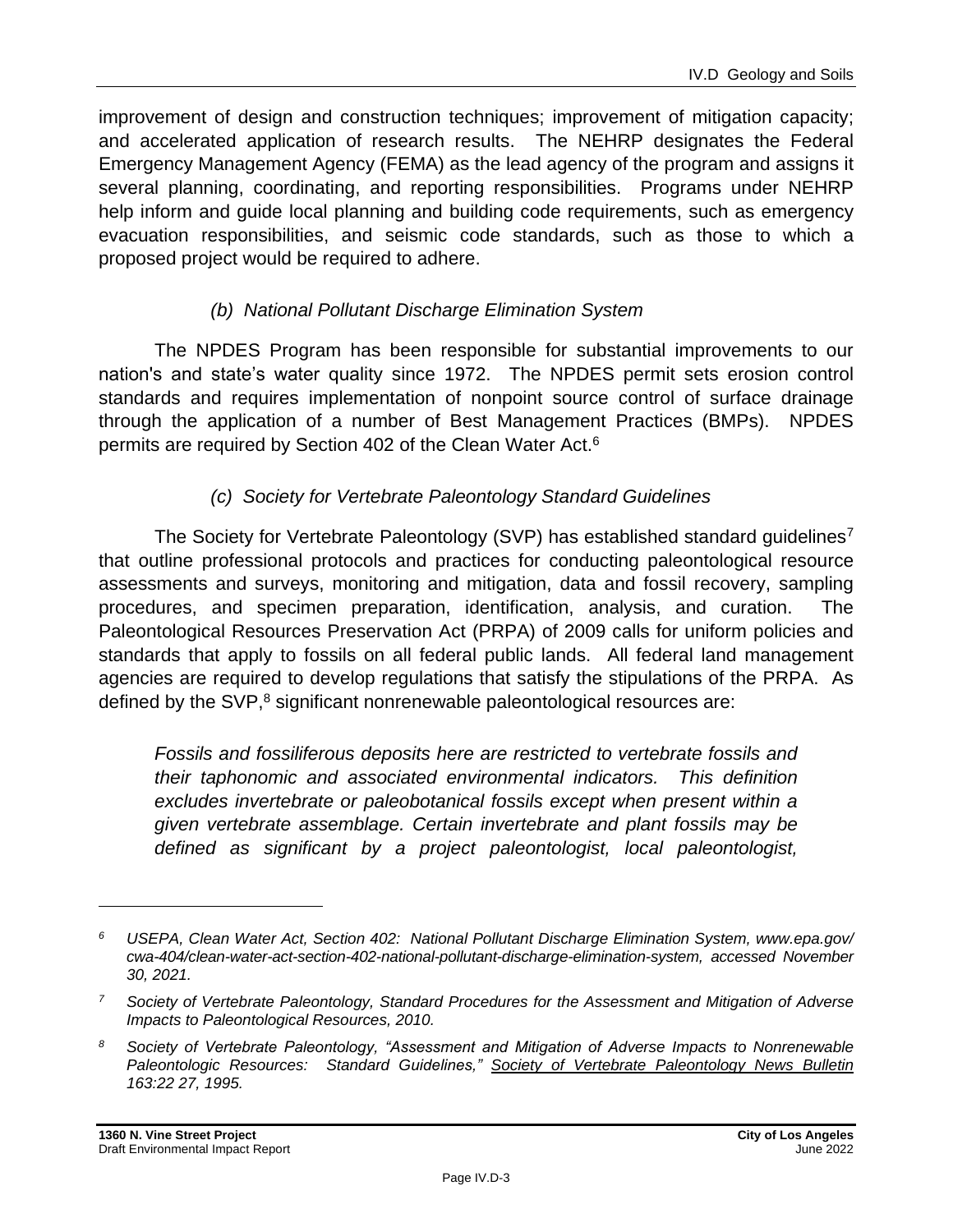improvement of design and construction techniques; improvement of mitigation capacity; and accelerated application of research results. The NEHRP designates the Federal Emergency Management Agency (FEMA) as the lead agency of the program and assigns it several planning, coordinating, and reporting responsibilities. Programs under NEHRP help inform and guide local planning and building code requirements, such as emergency evacuation responsibilities, and seismic code standards, such as those to which a proposed project would be required to adhere.

#### *(b) National Pollutant Discharge Elimination System*

The NPDES Program has been responsible for substantial improvements to our nation's and state's water quality since 1972. The NPDES permit sets erosion control standards and requires implementation of nonpoint source control of surface drainage through the application of a number of Best Management Practices (BMPs). NPDES permits are required by Section 402 of the Clean Water Act.[6]

#### *(c) Society for Vertebrate Paleontology Standard Guidelines*

The Society for Vertebrate Paleontology (SVP) has established standard guidelines[7] that outline professional protocols and practices for conducting paleontological resource assessments and surveys, monitoring and mitigation, data and fossil recovery, sampling procedures, and specimen preparation, identification, analysis, and curation. The Paleontological Resources Preservation Act (PRPA) of 2009 calls for uniform policies and standards that apply to fossils on all federal public lands. All federal land management agencies are required to develop regulations that satisfy the stipulations of the PRPA. As defined by the SVP,[8] significant nonrenewable paleontological resources are:

> *Fossils and fossiliferous deposits here are restricted to vertebrate fossils and their taphonomic and associated environmental indicators. This definition excludes invertebrate or paleobotanical fossils except when present within a given vertebrate assemblage. Certain invertebrate and plant fossils may be defined as significant by a project paleontologist, local paleontologist,*

---

[6] *USEPA, Clean Water Act, Section 402: National Pollutant Discharge Elimination System, www.epa.gov/cwa-404/clean-water-act-section-402-national-pollutant-discharge-elimination-system, accessed November 30, 2021.*

[7] *Society of Vertebrate Paleontology, Standard Procedures for the Assessment and Mitigation of Adverse Impacts to Paleontological Resources, 2010.*

[8] *Society of Vertebrate Paleontology, "Assessment and Mitigation of Adverse Impacts to Nonrenewable Paleontologic Resources: Standard Guidelines," Society of Vertebrate Paleontology News Bulletin 163:22 27, 1995.*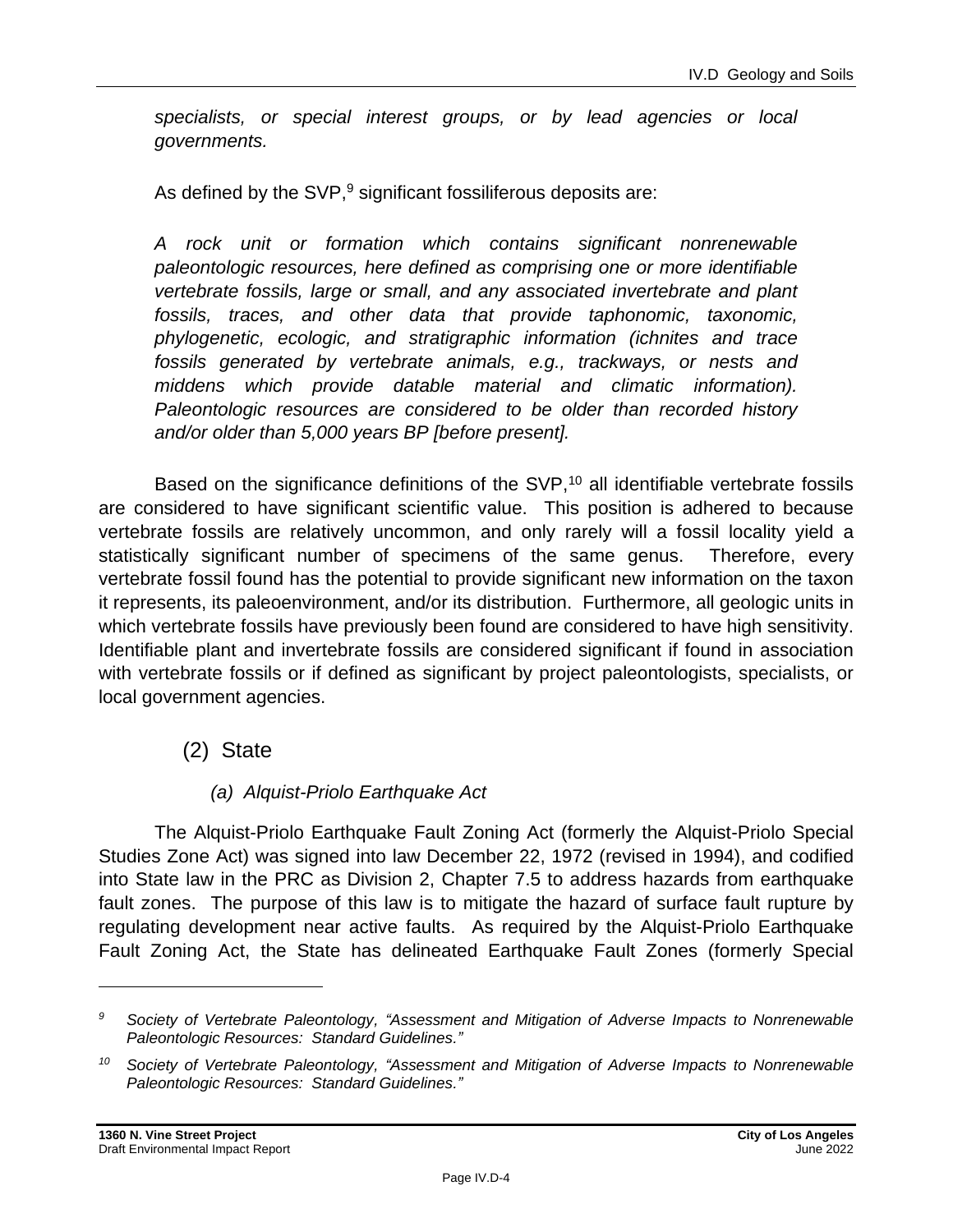*specialists, or special interest groups, or by lead agencies or local governments.*

As defined by the SVP,[9] significant fossiliferous deposits are:

*A rock unit or formation which contains significant nonrenewable paleontologic resources, here defined as comprising one or more identifiable vertebrate fossils, large or small, and any associated invertebrate and plant fossils, traces, and other data that provide taphonomic, taxonomic, phylogenetic, ecologic, and stratigraphic information (ichnites and trace fossils generated by vertebrate animals, e.g., trackways, or nests and middens which provide datable material and climatic information). Paleontologic resources are considered to be older than recorded history and/or older than 5,000 years BP [before present].*

Based on the significance definitions of the SVP,[10] all identifiable vertebrate fossils are considered to have significant scientific value. This position is adhered to because vertebrate fossils are relatively uncommon, and only rarely will a fossil locality yield a statistically significant number of specimens of the same genus. Therefore, every vertebrate fossil found has the potential to provide significant new information on the taxon it represents, its paleoenvironment, and/or its distribution. Furthermore, all geologic units in which vertebrate fossils have previously been found are considered to have high sensitivity. Identifiable plant and invertebrate fossils are considered significant if found in association with vertebrate fossils or if defined as significant by project paleontologists, specialists, or local government agencies.

## (2) State

### *(a) Alquist-Priolo Earthquake Act*

The Alquist-Priolo Earthquake Fault Zoning Act (formerly the Alquist-Priolo Special Studies Zone Act) was signed into law December 22, 1972 (revised in 1994), and codified into State law in the PRC as Division 2, Chapter 7.5 to address hazards from earthquake fault zones. The purpose of this law is to mitigate the hazard of surface fault rupture by regulating development near active faults. As required by the Alquist-Priolo Earthquake Fault Zoning Act, the State has delineated Earthquake Fault Zones (formerly Special

---

[9] *Society of Vertebrate Paleontology, "Assessment and Mitigation of Adverse Impacts to Nonrenewable Paleontologic Resources: Standard Guidelines."*

[10] *Society of Vertebrate Paleontology, "Assessment and Mitigation of Adverse Impacts to Nonrenewable Paleontologic Resources: Standard Guidelines."*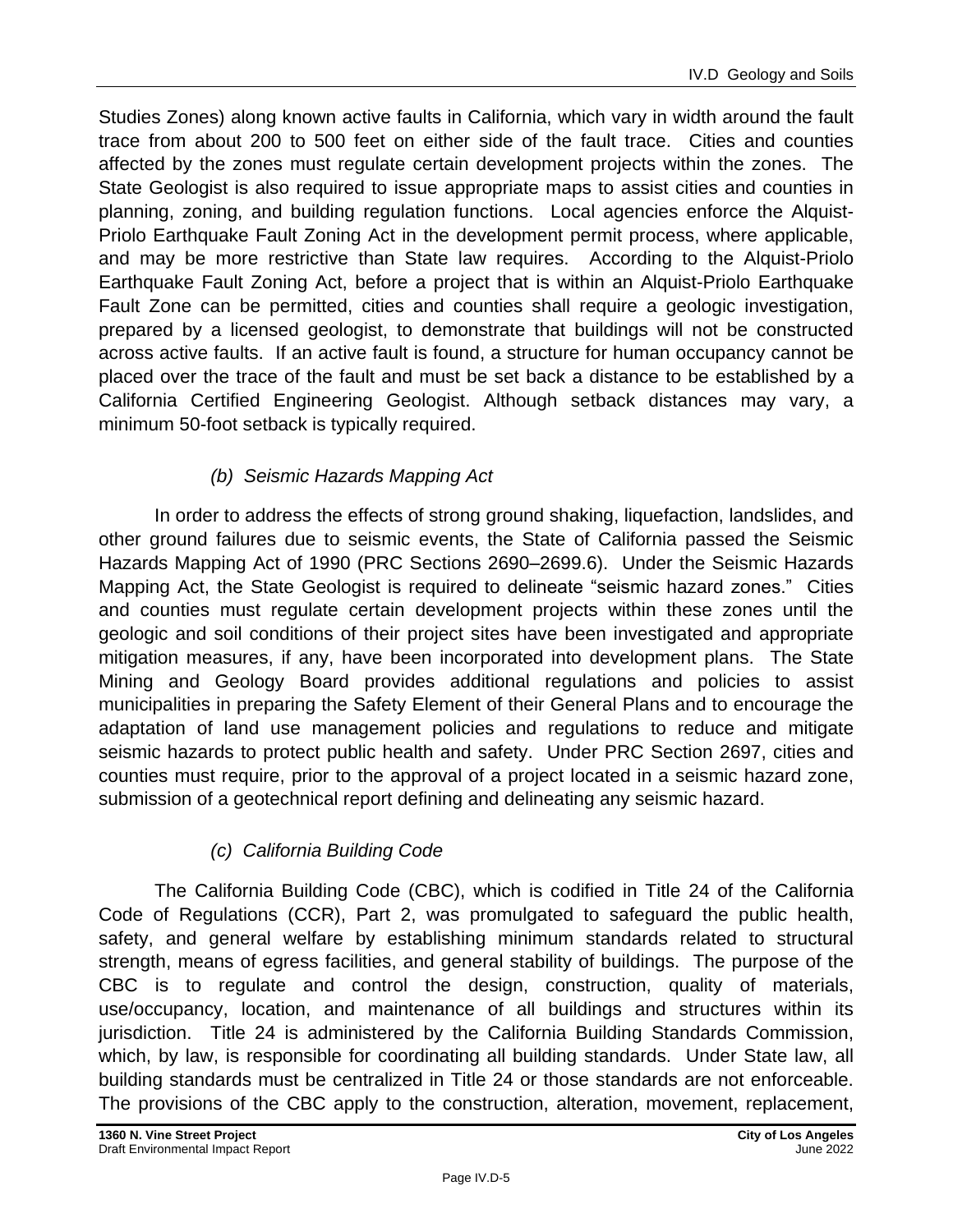Studies Zones) along known active faults in California, which vary in width around the fault trace from about 200 to 500 feet on either side of the fault trace. Cities and counties affected by the zones must regulate certain development projects within the zones. The State Geologist is also required to issue appropriate maps to assist cities and counties in planning, zoning, and building regulation functions. Local agencies enforce the Alquist-Priolo Earthquake Fault Zoning Act in the development permit process, where applicable, and may be more restrictive than State law requires. According to the Alquist-Priolo Earthquake Fault Zoning Act, before a project that is within an Alquist-Priolo Earthquake Fault Zone can be permitted, cities and counties shall require a geologic investigation, prepared by a licensed geologist, to demonstrate that buildings will not be constructed across active faults. If an active fault is found, a structure for human occupancy cannot be placed over the trace of the fault and must be set back a distance to be established by a California Certified Engineering Geologist. Although setback distances may vary, a minimum 50-foot setback is typically required.

*(b) Seismic Hazards Mapping Act*

In order to address the effects of strong ground shaking, liquefaction, landslides, and other ground failures due to seismic events, the State of California passed the Seismic Hazards Mapping Act of 1990 (PRC Sections 2690–2699.6). Under the Seismic Hazards Mapping Act, the State Geologist is required to delineate "seismic hazard zones." Cities and counties must regulate certain development projects within these zones until the geologic and soil conditions of their project sites have been investigated and appropriate mitigation measures, if any, have been incorporated into development plans. The State Mining and Geology Board provides additional regulations and policies to assist municipalities in preparing the Safety Element of their General Plans and to encourage the adaptation of land use management policies and regulations to reduce and mitigate seismic hazards to protect public health and safety. Under PRC Section 2697, cities and counties must require, prior to the approval of a project located in a seismic hazard zone, submission of a geotechnical report defining and delineating any seismic hazard.

*(c) California Building Code*

The California Building Code (CBC), which is codified in Title 24 of the California Code of Regulations (CCR), Part 2, was promulgated to safeguard the public health, safety, and general welfare by establishing minimum standards related to structural strength, means of egress facilities, and general stability of buildings. The purpose of the CBC is to regulate and control the design, construction, quality of materials, use/occupancy, location, and maintenance of all buildings and structures within its jurisdiction. Title 24 is administered by the California Building Standards Commission, which, by law, is responsible for coordinating all building standards. Under State law, all building standards must be centralized in Title 24 or those standards are not enforceable. The provisions of the CBC apply to the construction, alteration, movement, replacement,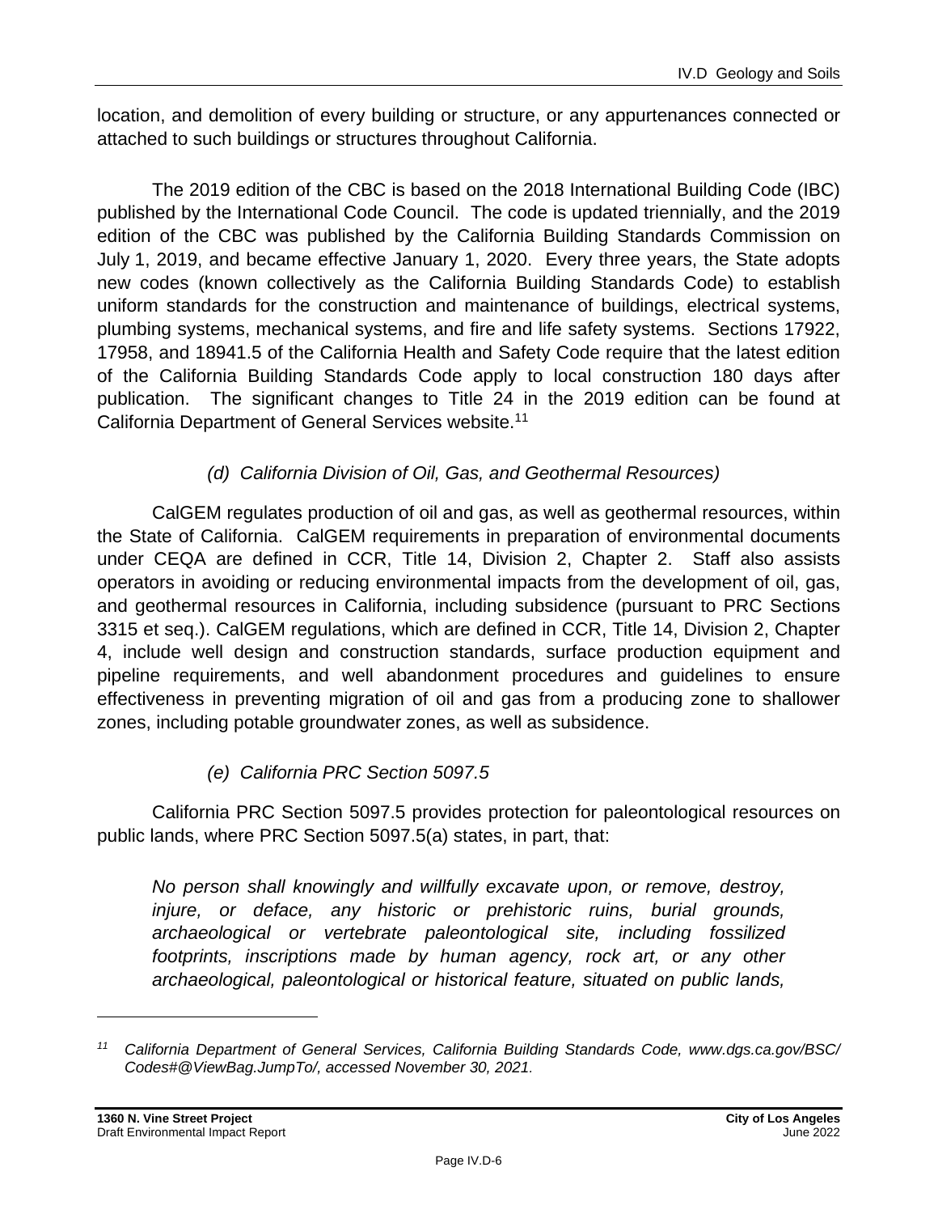location, and demolition of every building or structure, or any appurtenances connected or attached to such buildings or structures throughout California.

The 2019 edition of the CBC is based on the 2018 International Building Code (IBC) published by the International Code Council. The code is updated triennially, and the 2019 edition of the CBC was published by the California Building Standards Commission on July 1, 2019, and became effective January 1, 2020. Every three years, the State adopts new codes (known collectively as the California Building Standards Code) to establish uniform standards for the construction and maintenance of buildings, electrical systems, plumbing systems, mechanical systems, and fire and life safety systems. Sections 17922, 17958, and 18941.5 of the California Health and Safety Code require that the latest edition of the California Building Standards Code apply to local construction 180 days after publication. The significant changes to Title 24 in the 2019 edition can be found at California Department of General Services website.[11]

#### *(d) California Division of Oil, Gas, and Geothermal Resources)*

CalGEM regulates production of oil and gas, as well as geothermal resources, within the State of California. CalGEM requirements in preparation of environmental documents under CEQA are defined in CCR, Title 14, Division 2, Chapter 2. Staff also assists operators in avoiding or reducing environmental impacts from the development of oil, gas, and geothermal resources in California, including subsidence (pursuant to PRC Sections 3315 et seq.). CalGEM regulations, which are defined in CCR, Title 14, Division 2, Chapter 4, include well design and construction standards, surface production equipment and pipeline requirements, and well abandonment procedures and guidelines to ensure effectiveness in preventing migration of oil and gas from a producing zone to shallower zones, including potable groundwater zones, as well as subsidence.

#### *(e) California PRC Section 5097.5*

California PRC Section 5097.5 provides protection for paleontological resources on public lands, where PRC Section 5097.5(a) states, in part, that:

> *No person shall knowingly and willfully excavate upon, or remove, destroy, injure, or deface, any historic or prehistoric ruins, burial grounds, archaeological or vertebrate paleontological site, including fossilized footprints, inscriptions made by human agency, rock art, or any other archaeological, paleontological or historical feature, situated on public lands,*

---

[11] *California Department of General Services, California Building Standards Code, www.dgs.ca.gov/BSC/Codes#@ViewBag.JumpTo/, accessed November 30, 2021.*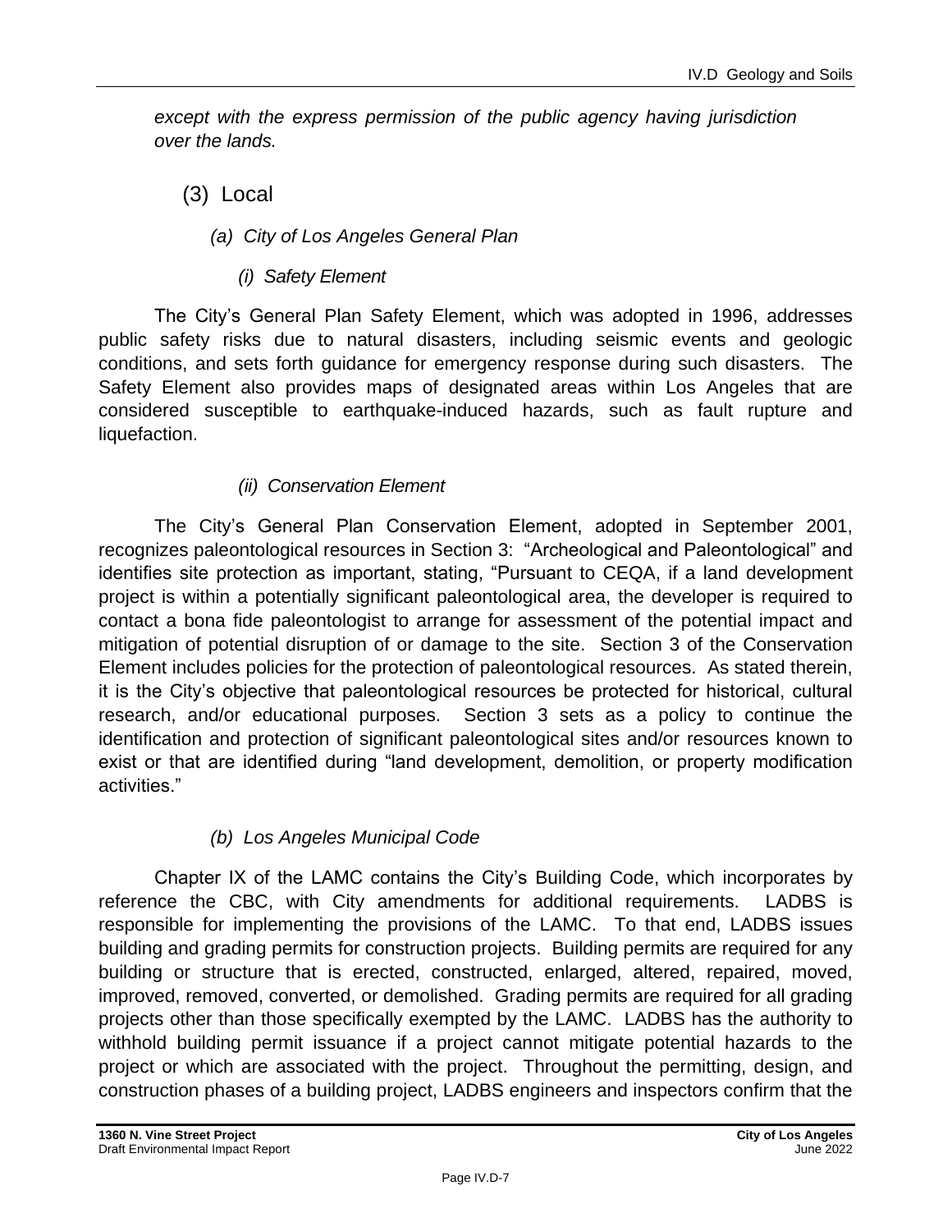*except with the express permission of the public agency having jurisdiction over the lands.*

### (3) Local

#### *(a) City of Los Angeles General Plan*

##### *(i) Safety Element*

The City's General Plan Safety Element, which was adopted in 1996, addresses public safety risks due to natural disasters, including seismic events and geologic conditions, and sets forth guidance for emergency response during such disasters. The Safety Element also provides maps of designated areas within Los Angeles that are considered susceptible to earthquake-induced hazards, such as fault rupture and liquefaction.

##### *(ii) Conservation Element*

The City's General Plan Conservation Element, adopted in September 2001, recognizes paleontological resources in Section 3: "Archeological and Paleontological" and identifies site protection as important, stating, "Pursuant to CEQA, if a land development project is within a potentially significant paleontological area, the developer is required to contact a bona fide paleontologist to arrange for assessment of the potential impact and mitigation of potential disruption of or damage to the site. Section 3 of the Conservation Element includes policies for the protection of paleontological resources. As stated therein, it is the City's objective that paleontological resources be protected for historical, cultural research, and/or educational purposes. Section 3 sets as a policy to continue the identification and protection of significant paleontological sites and/or resources known to exist or that are identified during "land development, demolition, or property modification activities."

#### *(b) Los Angeles Municipal Code*

Chapter IX of the LAMC contains the City's Building Code, which incorporates by reference the CBC, with City amendments for additional requirements. LADBS is responsible for implementing the provisions of the LAMC. To that end, LADBS issues building and grading permits for construction projects. Building permits are required for any building or structure that is erected, constructed, enlarged, altered, repaired, moved, improved, removed, converted, or demolished. Grading permits are required for all grading projects other than those specifically exempted by the LAMC. LADBS has the authority to withhold building permit issuance if a project cannot mitigate potential hazards to the project or which are associated with the project. Throughout the permitting, design, and construction phases of a building project, LADBS engineers and inspectors confirm that the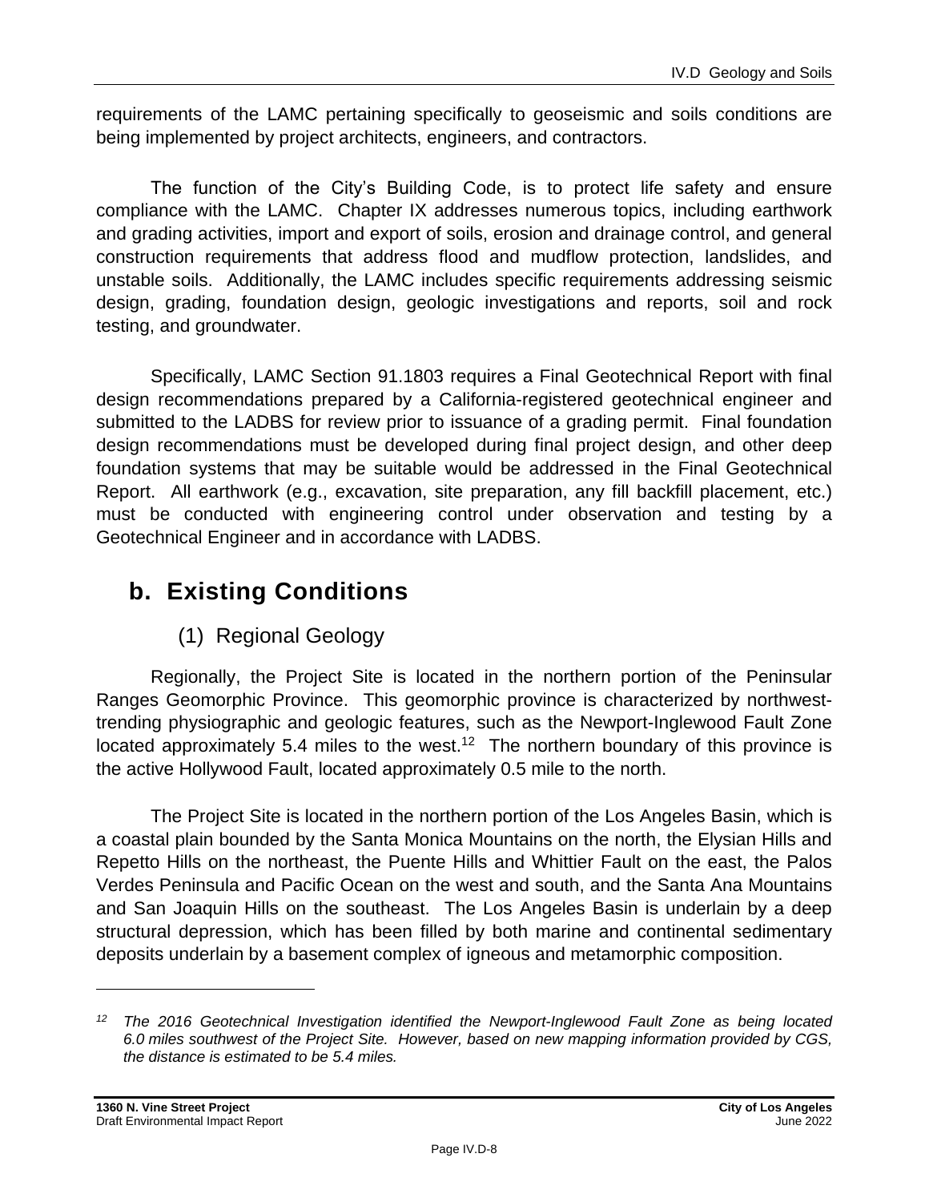requirements of the LAMC pertaining specifically to geoseismic and soils conditions are being implemented by project architects, engineers, and contractors.

The function of the City's Building Code, is to protect life safety and ensure compliance with the LAMC. Chapter IX addresses numerous topics, including earthwork and grading activities, import and export of soils, erosion and drainage control, and general construction requirements that address flood and mudflow protection, landslides, and unstable soils. Additionally, the LAMC includes specific requirements addressing seismic design, grading, foundation design, geologic investigations and reports, soil and rock testing, and groundwater.

Specifically, LAMC Section 91.1803 requires a Final Geotechnical Report with final design recommendations prepared by a California-registered geotechnical engineer and submitted to the LADBS for review prior to issuance of a grading permit. Final foundation design recommendations must be developed during final project design, and other deep foundation systems that may be suitable would be addressed in the Final Geotechnical Report. All earthwork (e.g., excavation, site preparation, any fill backfill placement, etc.) must be conducted with engineering control under observation and testing by a Geotechnical Engineer and in accordance with LADBS.

## b. Existing Conditions

### (1) Regional Geology

Regionally, the Project Site is located in the northern portion of the Peninsular Ranges Geomorphic Province. This geomorphic province is characterized by northwest-trending physiographic and geologic features, such as the Newport-Inglewood Fault Zone located approximately 5.4 miles to the west.[12] The northern boundary of this province is the active Hollywood Fault, located approximately 0.5 mile to the north.

The Project Site is located in the northern portion of the Los Angeles Basin, which is a coastal plain bounded by the Santa Monica Mountains on the north, the Elysian Hills and Repetto Hills on the northeast, the Puente Hills and Whittier Fault on the east, the Palos Verdes Peninsula and Pacific Ocean on the west and south, and the Santa Ana Mountains and San Joaquin Hills on the southeast. The Los Angeles Basin is underlain by a deep structural depression, which has been filled by both marine and continental sedimentary deposits underlain by a basement complex of igneous and metamorphic composition.

---

[12] *The 2016 Geotechnical Investigation identified the Newport-Inglewood Fault Zone as being located 6.0 miles southwest of the Project Site. However, based on new mapping information provided by CGS, the distance is estimated to be 5.4 miles.*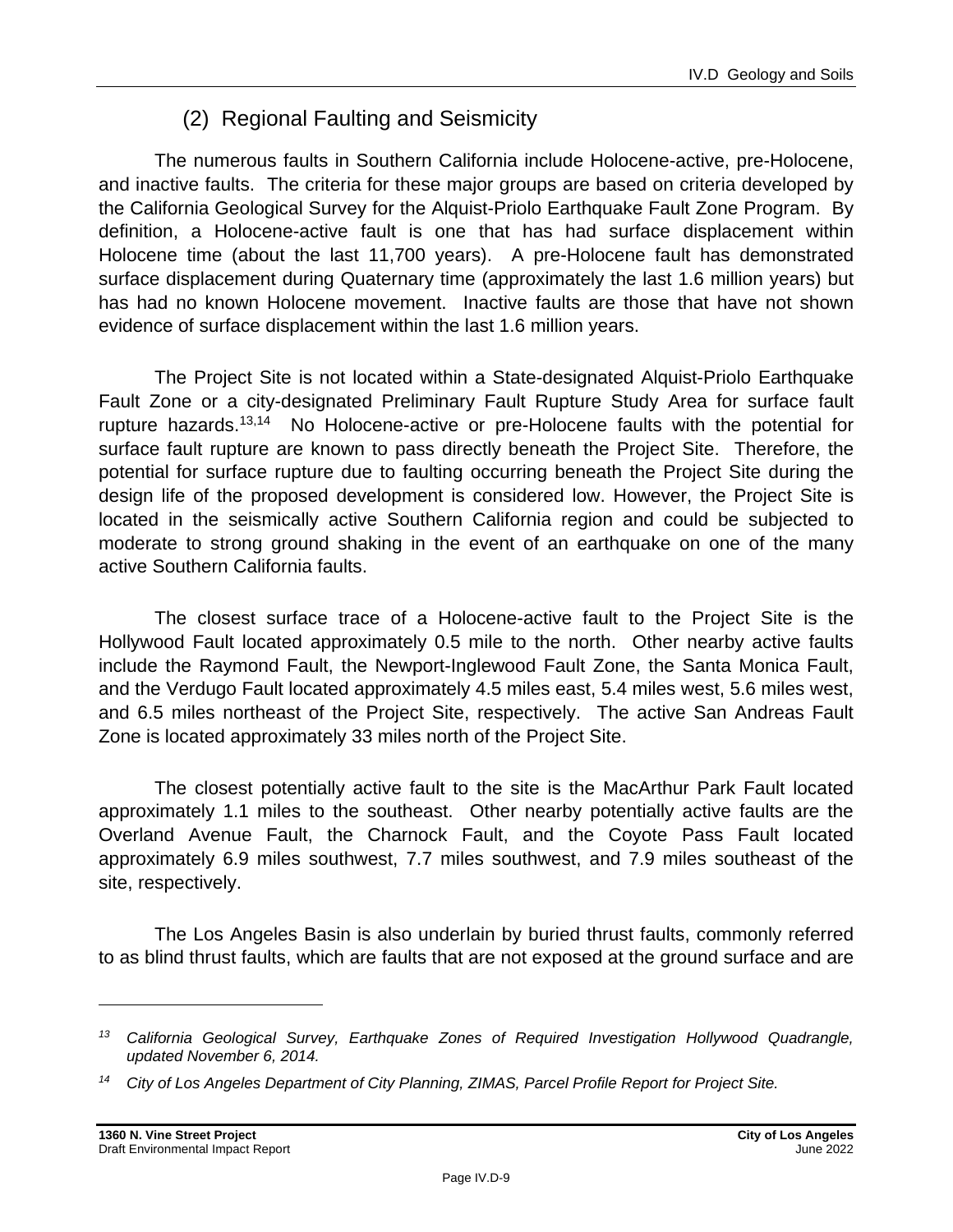### (2) Regional Faulting and Seismicity

The numerous faults in Southern California include Holocene-active, pre-Holocene, and inactive faults. The criteria for these major groups are based on criteria developed by the California Geological Survey for the Alquist-Priolo Earthquake Fault Zone Program. By definition, a Holocene-active fault is one that has had surface displacement within Holocene time (about the last 11,700 years). A pre-Holocene fault has demonstrated surface displacement during Quaternary time (approximately the last 1.6 million years) but has had no known Holocene movement. Inactive faults are those that have not shown evidence of surface displacement within the last 1.6 million years.

The Project Site is not located within a State-designated Alquist-Priolo Earthquake Fault Zone or a city-designated Preliminary Fault Rupture Study Area for surface fault rupture hazards.[13,14] No Holocene-active or pre-Holocene faults with the potential for surface fault rupture are known to pass directly beneath the Project Site. Therefore, the potential for surface rupture due to faulting occurring beneath the Project Site during the design life of the proposed development is considered low. However, the Project Site is located in the seismically active Southern California region and could be subjected to moderate to strong ground shaking in the event of an earthquake on one of the many active Southern California faults.

The closest surface trace of a Holocene-active fault to the Project Site is the Hollywood Fault located approximately 0.5 mile to the north. Other nearby active faults include the Raymond Fault, the Newport-Inglewood Fault Zone, the Santa Monica Fault, and the Verdugo Fault located approximately 4.5 miles east, 5.4 miles west, 5.6 miles west, and 6.5 miles northeast of the Project Site, respectively. The active San Andreas Fault Zone is located approximately 33 miles north of the Project Site.

The closest potentially active fault to the site is the MacArthur Park Fault located approximately 1.1 miles to the southeast. Other nearby potentially active faults are the Overland Avenue Fault, the Charnock Fault, and the Coyote Pass Fault located approximately 6.9 miles southwest, 7.7 miles southwest, and 7.9 miles southeast of the site, respectively.

The Los Angeles Basin is also underlain by buried thrust faults, commonly referred to as blind thrust faults, which are faults that are not exposed at the ground surface and are

---

[13] *California Geological Survey, Earthquake Zones of Required Investigation Hollywood Quadrangle, updated November 6, 2014.*

[14] *City of Los Angeles Department of City Planning, ZIMAS, Parcel Profile Report for Project Site.*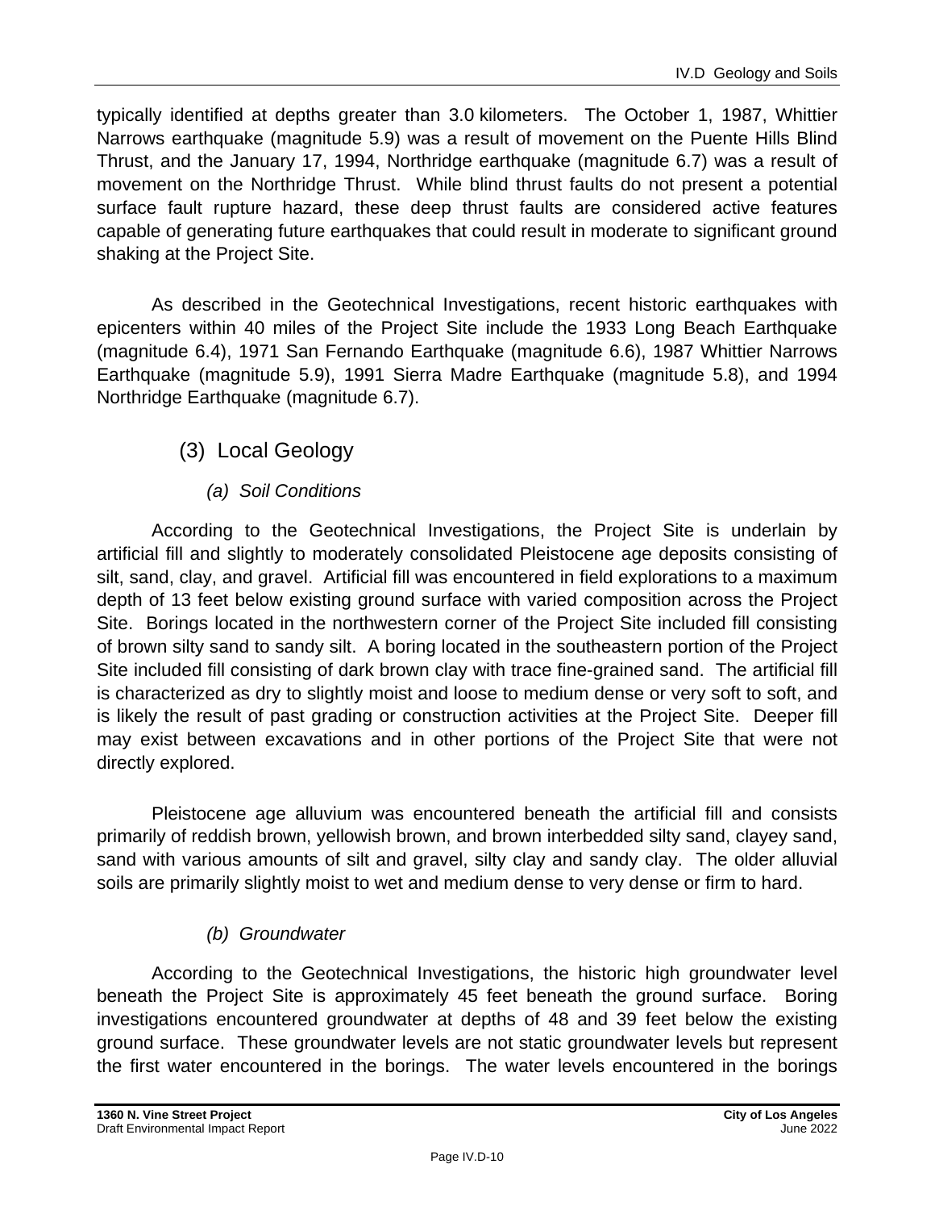typically identified at depths greater than 3.0 kilometers. The October 1, 1987, Whittier Narrows earthquake (magnitude 5.9) was a result of movement on the Puente Hills Blind Thrust, and the January 17, 1994, Northridge earthquake (magnitude 6.7) was a result of movement on the Northridge Thrust. While blind thrust faults do not present a potential surface fault rupture hazard, these deep thrust faults are considered active features capable of generating future earthquakes that could result in moderate to significant ground shaking at the Project Site.

As described in the Geotechnical Investigations, recent historic earthquakes with epicenters within 40 miles of the Project Site include the 1933 Long Beach Earthquake (magnitude 6.4), 1971 San Fernando Earthquake (magnitude 6.6), 1987 Whittier Narrows Earthquake (magnitude 5.9), 1991 Sierra Madre Earthquake (magnitude 5.8), and 1994 Northridge Earthquake (magnitude 6.7).

### (3) Local Geology

#### *(a) Soil Conditions*

According to the Geotechnical Investigations, the Project Site is underlain by artificial fill and slightly to moderately consolidated Pleistocene age deposits consisting of silt, sand, clay, and gravel. Artificial fill was encountered in field explorations to a maximum depth of 13 feet below existing ground surface with varied composition across the Project Site. Borings located in the northwestern corner of the Project Site included fill consisting of brown silty sand to sandy silt. A boring located in the southeastern portion of the Project Site included fill consisting of dark brown clay with trace fine-grained sand. The artificial fill is characterized as dry to slightly moist and loose to medium dense or very soft to soft, and is likely the result of past grading or construction activities at the Project Site. Deeper fill may exist between excavations and in other portions of the Project Site that were not directly explored.

Pleistocene age alluvium was encountered beneath the artificial fill and consists primarily of reddish brown, yellowish brown, and brown interbedded silty sand, clayey sand, sand with various amounts of silt and gravel, silty clay and sandy clay. The older alluvial soils are primarily slightly moist to wet and medium dense to very dense or firm to hard.

#### *(b) Groundwater*

According to the Geotechnical Investigations, the historic high groundwater level beneath the Project Site is approximately 45 feet beneath the ground surface. Boring investigations encountered groundwater at depths of 48 and 39 feet below the existing ground surface. These groundwater levels are not static groundwater levels but represent the first water encountered in the borings. The water levels encountered in the borings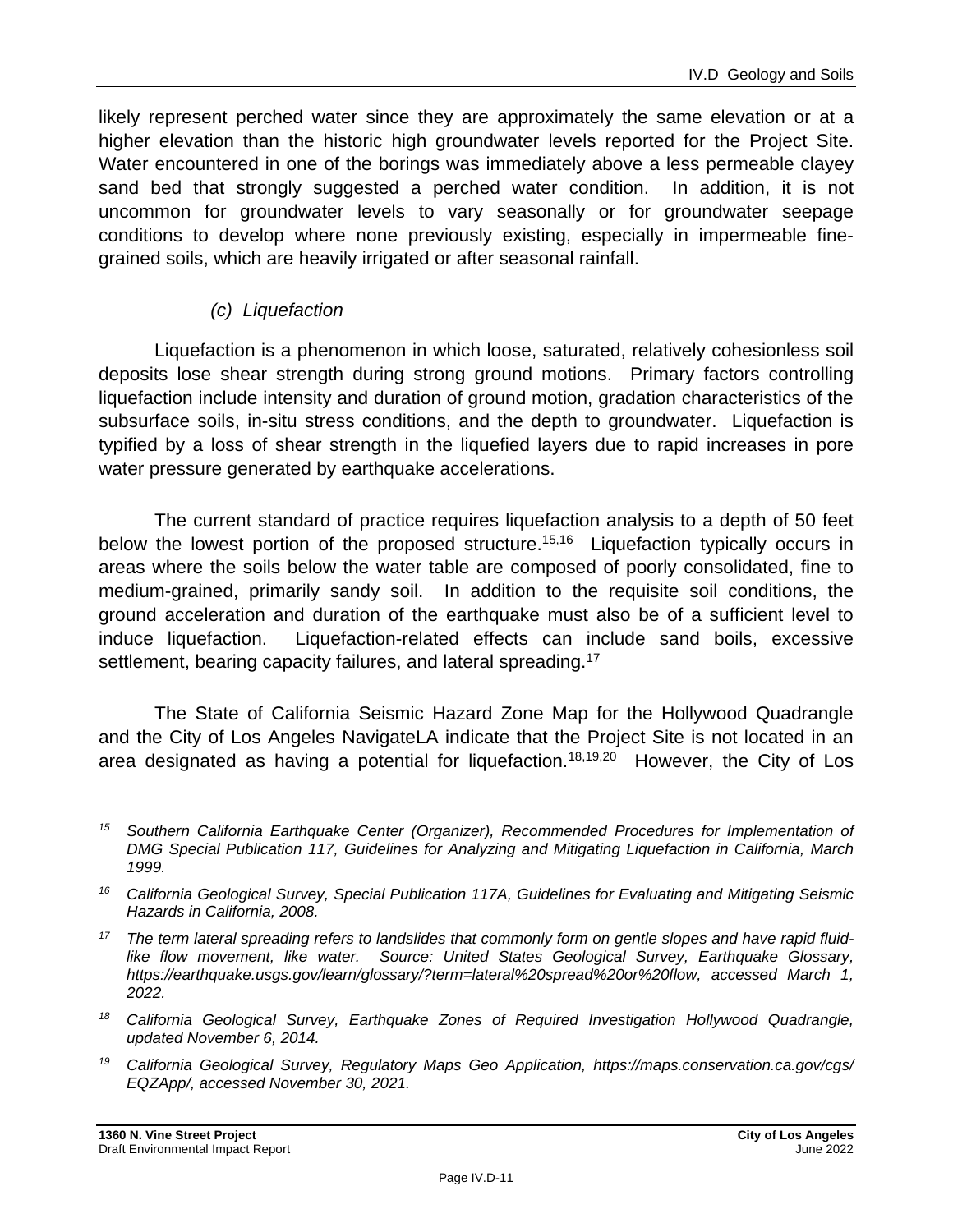likely represent perched water since they are approximately the same elevation or at a higher elevation than the historic high groundwater levels reported for the Project Site. Water encountered in one of the borings was immediately above a less permeable clayey sand bed that strongly suggested a perched water condition. In addition, it is not uncommon for groundwater levels to vary seasonally or for groundwater seepage conditions to develop where none previously existing, especially in impermeable fine-grained soils, which are heavily irrigated or after seasonal rainfall.

#### *(c) Liquefaction*

Liquefaction is a phenomenon in which loose, saturated, relatively cohesionless soil deposits lose shear strength during strong ground motions. Primary factors controlling liquefaction include intensity and duration of ground motion, gradation characteristics of the subsurface soils, in-situ stress conditions, and the depth to groundwater. Liquefaction is typified by a loss of shear strength in the liquefied layers due to rapid increases in pore water pressure generated by earthquake accelerations.

The current standard of practice requires liquefaction analysis to a depth of 50 feet below the lowest portion of the proposed structure.[15,16] Liquefaction typically occurs in areas where the soils below the water table are composed of poorly consolidated, fine to medium-grained, primarily sandy soil. In addition to the requisite soil conditions, the ground acceleration and duration of the earthquake must also be of a sufficient level to induce liquefaction. Liquefaction-related effects can include sand boils, excessive settlement, bearing capacity failures, and lateral spreading.[17]

The State of California Seismic Hazard Zone Map for the Hollywood Quadrangle and the City of Los Angeles NavigateLA indicate that the Project Site is not located in an area designated as having a potential for liquefaction.[18,19,20] However, the City of Los

---

[15] *Southern California Earthquake Center (Organizer), Recommended Procedures for Implementation of DMG Special Publication 117, Guidelines for Analyzing and Mitigating Liquefaction in California, March 1999.*

[16] *California Geological Survey, Special Publication 117A, Guidelines for Evaluating and Mitigating Seismic Hazards in California, 2008.*

[17] *The term lateral spreading refers to landslides that commonly form on gentle slopes and have rapid fluid-like flow movement, like water. Source: United States Geological Survey, Earthquake Glossary, https://earthquake.usgs.gov/learn/glossary/?term=lateral%20spread%20or%20flow, accessed March 1, 2022.*

[18] *California Geological Survey, Earthquake Zones of Required Investigation Hollywood Quadrangle, updated November 6, 2014.*

[19] *California Geological Survey, Regulatory Maps Geo Application, https://maps.conservation.ca.gov/cgs/EQZApp/, accessed November 30, 2021.*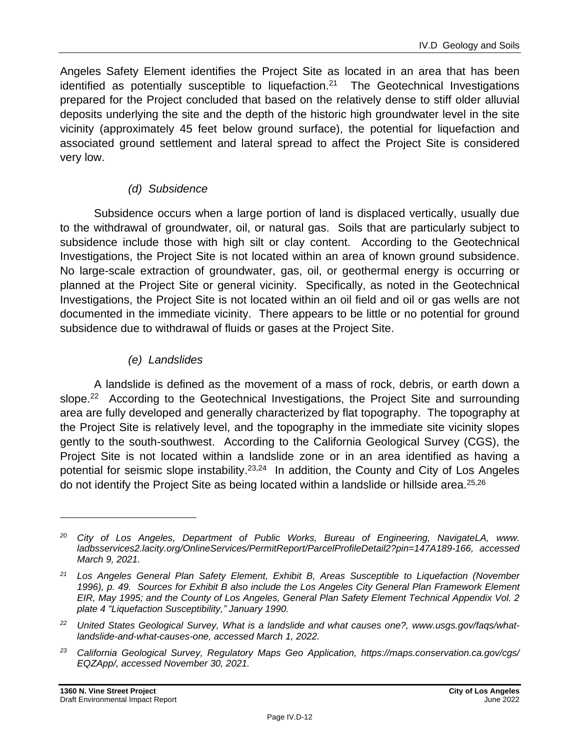Angeles Safety Element identifies the Project Site as located in an area that has been identified as potentially susceptible to liquefaction.[21] The Geotechnical Investigations prepared for the Project concluded that based on the relatively dense to stiff older alluvial deposits underlying the site and the depth of the historic high groundwater level in the site vicinity (approximately 45 feet below ground surface), the potential for liquefaction and associated ground settlement and lateral spread to affect the Project Site is considered very low.

#### *(d) Subsidence*

Subsidence occurs when a large portion of land is displaced vertically, usually due to the withdrawal of groundwater, oil, or natural gas. Soils that are particularly subject to subsidence include those with high silt or clay content. According to the Geotechnical Investigations, the Project Site is not located within an area of known ground subsidence. No large-scale extraction of groundwater, gas, oil, or geothermal energy is occurring or planned at the Project Site or general vicinity. Specifically, as noted in the Geotechnical Investigations, the Project Site is not located within an oil field and oil or gas wells are not documented in the immediate vicinity. There appears to be little or no potential for ground subsidence due to withdrawal of fluids or gases at the Project Site.

#### *(e) Landslides*

A landslide is defined as the movement of a mass of rock, debris, or earth down a slope.[22] According to the Geotechnical Investigations, the Project Site and surrounding area are fully developed and generally characterized by flat topography. The topography at the Project Site is relatively level, and the topography in the immediate site vicinity slopes gently to the south-southwest. According to the California Geological Survey (CGS), the Project Site is not located within a landslide zone or in an area identified as having a potential for seismic slope instability.[23,24] In addition, the County and City of Los Angeles do not identify the Project Site as being located within a landslide or hillside area.[25,26]

---

[20] *City of Los Angeles, Department of Public Works, Bureau of Engineering, NavigateLA, www. ladbsservices2.lacity.org/OnlineServices/PermitReport/ParcelProfileDetail2?pin=147A189-166, accessed March 9, 2021.*

[21] *Los Angeles General Plan Safety Element, Exhibit B, Areas Susceptible to Liquefaction (November 1996), p. 49. Sources for Exhibit B also include the Los Angeles City General Plan Framework Element EIR, May 1995; and the County of Los Angeles, General Plan Safety Element Technical Appendix Vol. 2 plate 4 "Liquefaction Susceptibility," January 1990.*

[22] *United States Geological Survey, What is a landslide and what causes one?, www.usgs.gov/faqs/what-landslide-and-what-causes-one, accessed March 1, 2022.*

[23] *California Geological Survey, Regulatory Maps Geo Application, https://maps.conservation.ca.gov/cgs/EQZApp/, accessed November 30, 2021.*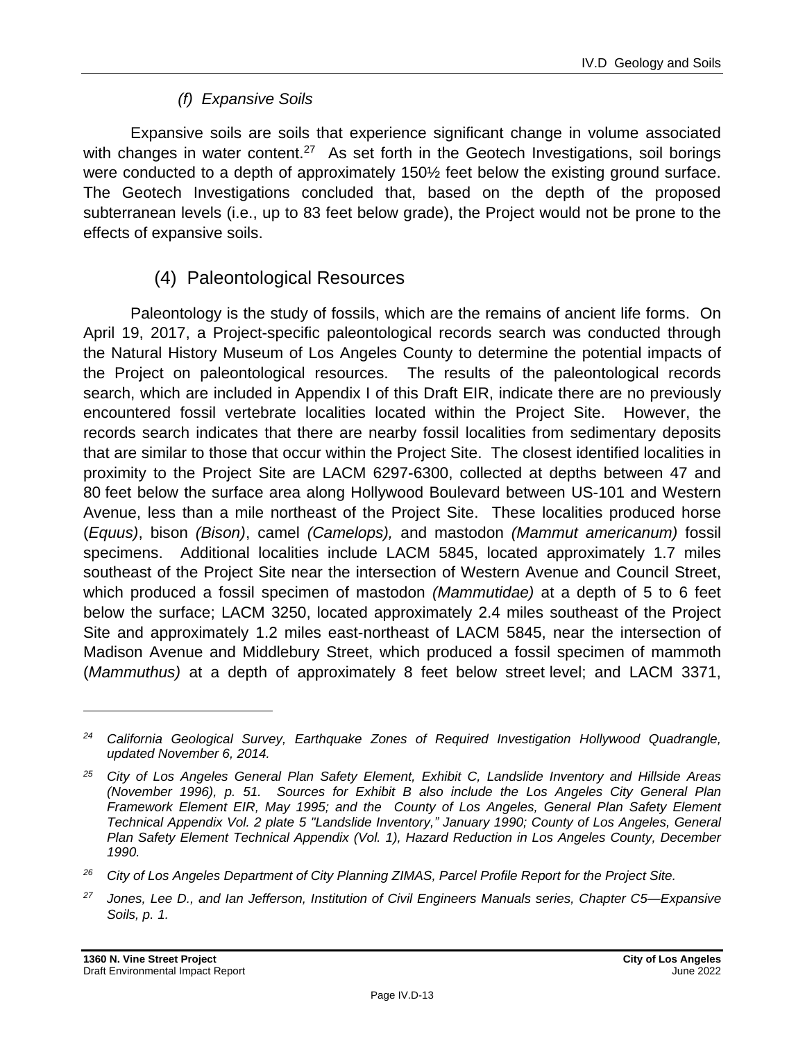#### *(f) Expansive Soils*

Expansive soils are soils that experience significant change in volume associated with changes in water content.[27] As set forth in the Geotech Investigations, soil borings were conducted to a depth of approximately 150½ feet below the existing ground surface. The Geotech Investigations concluded that, based on the depth of the proposed subterranean levels (i.e., up to 83 feet below grade), the Project would not be prone to the effects of expansive soils.

### (4) Paleontological Resources

Paleontology is the study of fossils, which are the remains of ancient life forms. On April 19, 2017, a Project-specific paleontological records search was conducted through the Natural History Museum of Los Angeles County to determine the potential impacts of the Project on paleontological resources. The results of the paleontological records search, which are included in Appendix I of this Draft EIR, indicate there are no previously encountered fossil vertebrate localities located within the Project Site. However, the records search indicates that there are nearby fossil localities from sedimentary deposits that are similar to those that occur within the Project Site. The closest identified localities in proximity to the Project Site are LACM 6297-6300, collected at depths between 47 and 80 feet below the surface area along Hollywood Boulevard between US-101 and Western Avenue, less than a mile northeast of the Project Site. These localities produced horse (*Equus*), bison *(Bison)*, camel *(Camelops),* and mastodon *(Mammut americanum)* fossil specimens. Additional localities include LACM 5845, located approximately 1.7 miles southeast of the Project Site near the intersection of Western Avenue and Council Street, which produced a fossil specimen of mastodon *(Mammutidae)* at a depth of 5 to 6 feet below the surface; LACM 3250, located approximately 2.4 miles southeast of the Project Site and approximately 1.2 miles east-northeast of LACM 5845, near the intersection of Madison Avenue and Middlebury Street, which produced a fossil specimen of mammoth (*Mammuthus)* at a depth of approximately 8 feet below street level; and LACM 3371,

---

*[24] California Geological Survey, Earthquake Zones of Required Investigation Hollywood Quadrangle, updated November 6, 2014.*

*[25] City of Los Angeles General Plan Safety Element, Exhibit C, Landslide Inventory and Hillside Areas (November 1996), p. 51. Sources for Exhibit B also include the Los Angeles City General Plan Framework Element EIR, May 1995; and the County of Los Angeles, General Plan Safety Element Technical Appendix Vol. 2 plate 5 "Landslide Inventory," January 1990; County of Los Angeles, General Plan Safety Element Technical Appendix (Vol. 1), Hazard Reduction in Los Angeles County, December 1990.*

*[26] City of Los Angeles Department of City Planning ZIMAS, Parcel Profile Report for the Project Site.*

*[27] Jones, Lee D., and Ian Jefferson, Institution of Civil Engineers Manuals series, Chapter C5—Expansive Soils, p. 1.*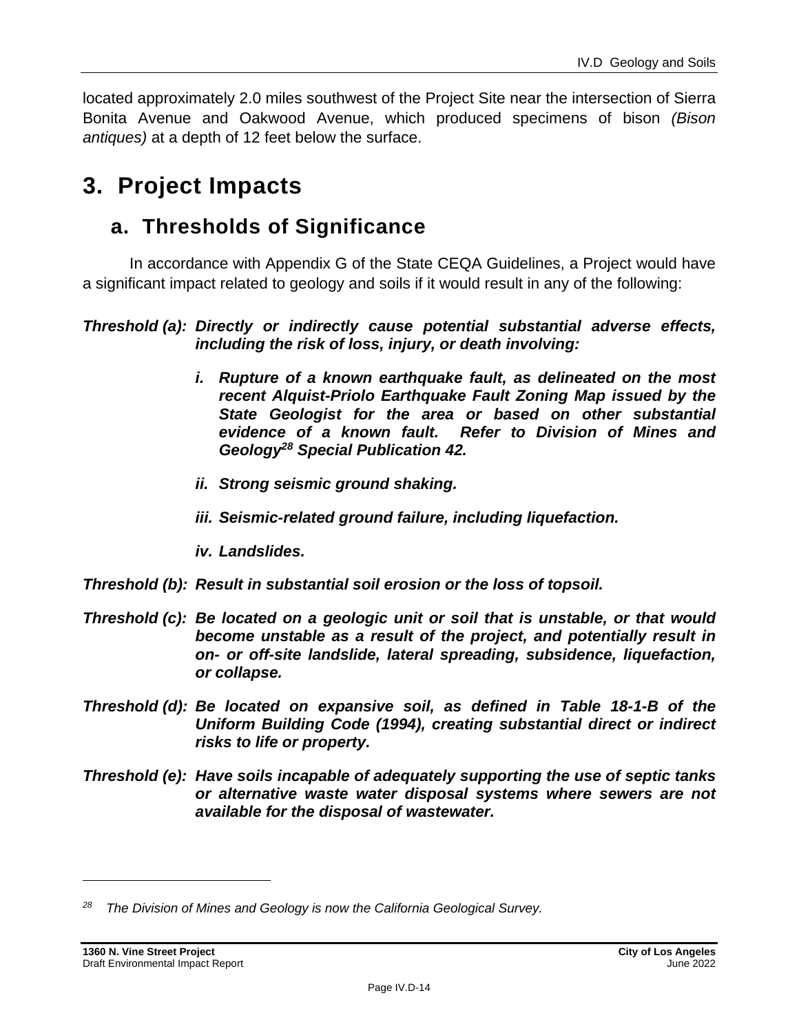located approximately 2.0 miles southwest of the Project Site near the intersection of Sierra Bonita Avenue and Oakwood Avenue, which produced specimens of bison *(Bison antiques)* at a depth of 12 feet below the surface.

# 3. Project Impacts

## a. Thresholds of Significance

In accordance with Appendix G of the State CEQA Guidelines, a Project would have a significant impact related to geology and soils if it would result in any of the following:

***Threshold (a):*** ***Directly or indirectly cause potential substantial adverse effects, including the risk of loss, injury, or death involving:***

- ***i. Rupture of a known earthquake fault, as delineated on the most recent Alquist-Priolo Earthquake Fault Zoning Map issued by the State Geologist for the area or based on other substantial evidence of a known fault. Refer to Division of Mines and Geology[28] Special Publication 42.***
- ***ii. Strong seismic ground shaking.***
- ***iii. Seismic-related ground failure, including liquefaction.***
- ***iv. Landslides.***

***Threshold (b):*** ***Result in substantial soil erosion or the loss of topsoil.***

***Threshold (c):*** ***Be located on a geologic unit or soil that is unstable, or that would become unstable as a result of the project, and potentially result in on- or off-site landslide, lateral spreading, subsidence, liquefaction, or collapse.***

***Threshold (d):*** ***Be located on expansive soil, as defined in Table 18-1-B of the Uniform Building Code (1994), creating substantial direct or indirect risks to life or property.***

***Threshold (e):*** ***Have soils incapable of adequately supporting the use of septic tanks or alternative waste water disposal systems where sewers are not available for the disposal of wastewater.***

---

[28] *The Division of Mines and Geology is now the California Geological Survey.*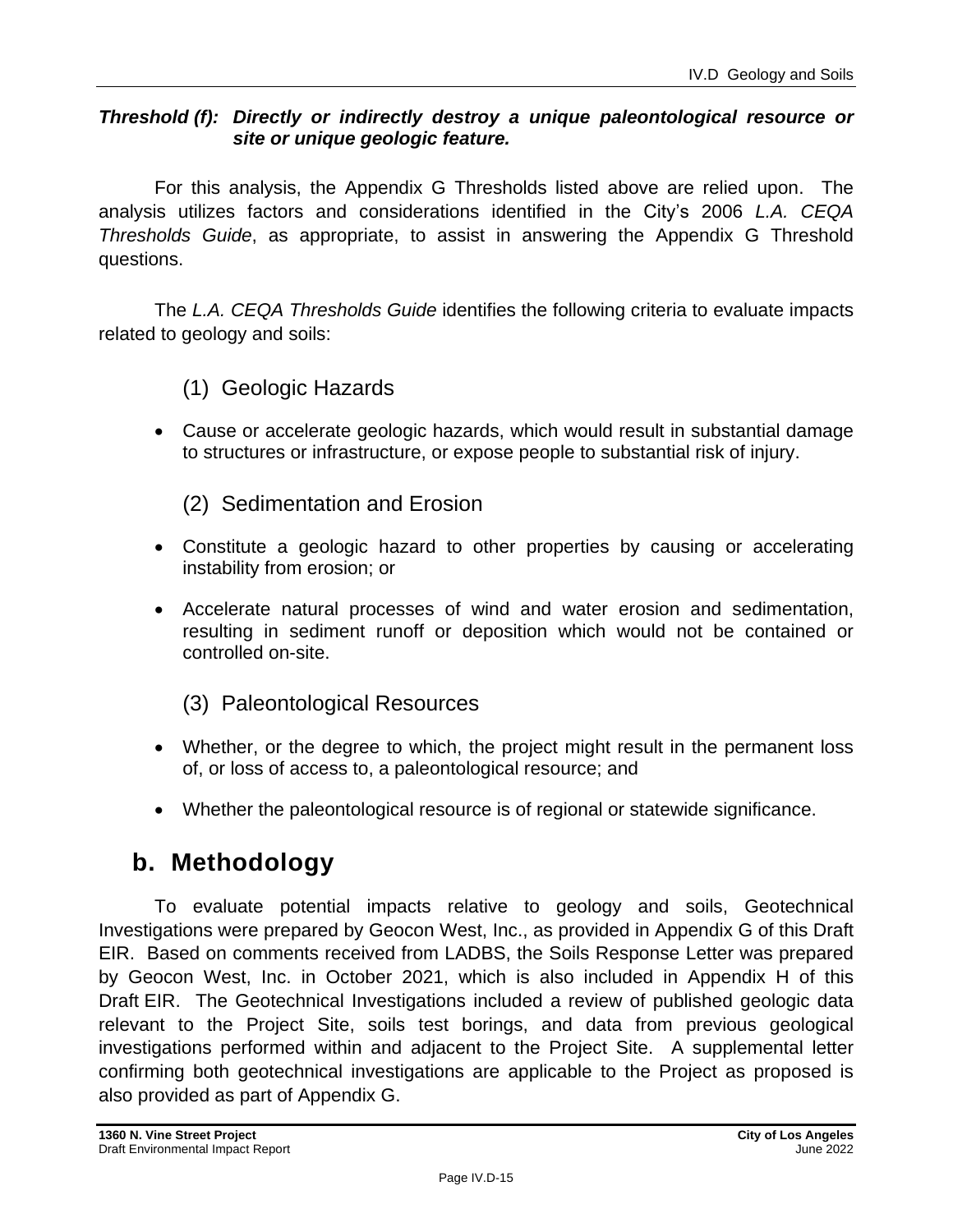***Threshold (f): Directly or indirectly destroy a unique paleontological resource or site or unique geologic feature.***

For this analysis, the Appendix G Thresholds listed above are relied upon. The analysis utilizes factors and considerations identified in the City's 2006 *L.A. CEQA Thresholds Guide*, as appropriate, to assist in answering the Appendix G Threshold questions.

The *L.A. CEQA Thresholds Guide* identifies the following criteria to evaluate impacts related to geology and soils:

(1) Geologic Hazards

- Cause or accelerate geologic hazards, which would result in substantial damage to structures or infrastructure, or expose people to substantial risk of injury.

(2) Sedimentation and Erosion

- Constitute a geologic hazard to other properties by causing or accelerating instability from erosion; or
- Accelerate natural processes of wind and water erosion and sedimentation, resulting in sediment runoff or deposition which would not be contained or controlled on-site.

(3) Paleontological Resources

- Whether, or the degree to which, the project might result in the permanent loss of, or loss of access to, a paleontological resource; and
- Whether the paleontological resource is of regional or statewide significance.

## b. Methodology

To evaluate potential impacts relative to geology and soils, Geotechnical Investigations were prepared by Geocon West, Inc., as provided in Appendix G of this Draft EIR. Based on comments received from LADBS, the Soils Response Letter was prepared by Geocon West, Inc. in October 2021, which is also included in Appendix H of this Draft EIR. The Geotechnical Investigations included a review of published geologic data relevant to the Project Site, soils test borings, and data from previous geological investigations performed within and adjacent to the Project Site. A supplemental letter confirming both geotechnical investigations are applicable to the Project as proposed is also provided as part of Appendix G.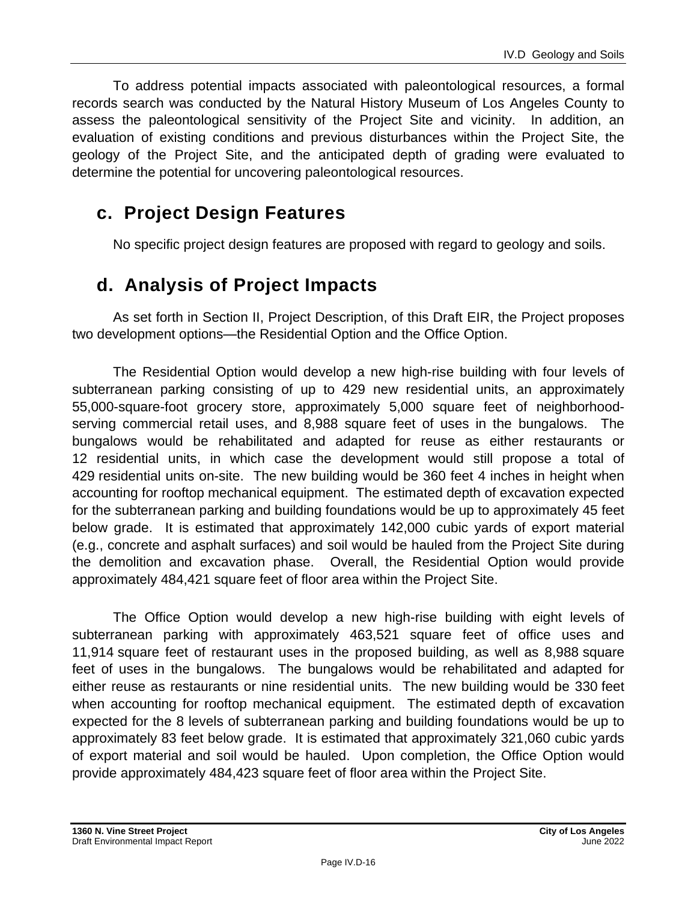To address potential impacts associated with paleontological resources, a formal records search was conducted by the Natural History Museum of Los Angeles County to assess the paleontological sensitivity of the Project Site and vicinity. In addition, an evaluation of existing conditions and previous disturbances within the Project Site, the geology of the Project Site, and the anticipated depth of grading were evaluated to determine the potential for uncovering paleontological resources.

## c. Project Design Features

No specific project design features are proposed with regard to geology and soils.

## d. Analysis of Project Impacts

As set forth in Section II, Project Description, of this Draft EIR, the Project proposes two development options—the Residential Option and the Office Option.

The Residential Option would develop a new high-rise building with four levels of subterranean parking consisting of up to 429 new residential units, an approximately 55,000-square-foot grocery store, approximately 5,000 square feet of neighborhood-serving commercial retail uses, and 8,988 square feet of uses in the bungalows. The bungalows would be rehabilitated and adapted for reuse as either restaurants or 12 residential units, in which case the development would still propose a total of 429 residential units on-site. The new building would be 360 feet 4 inches in height when accounting for rooftop mechanical equipment. The estimated depth of excavation expected for the subterranean parking and building foundations would be up to approximately 45 feet below grade. It is estimated that approximately 142,000 cubic yards of export material (e.g., concrete and asphalt surfaces) and soil would be hauled from the Project Site during the demolition and excavation phase. Overall, the Residential Option would provide approximately 484,421 square feet of floor area within the Project Site.

The Office Option would develop a new high-rise building with eight levels of subterranean parking with approximately 463,521 square feet of office uses and 11,914 square feet of restaurant uses in the proposed building, as well as 8,988 square feet of uses in the bungalows. The bungalows would be rehabilitated and adapted for either reuse as restaurants or nine residential units. The new building would be 330 feet when accounting for rooftop mechanical equipment. The estimated depth of excavation expected for the 8 levels of subterranean parking and building foundations would be up to approximately 83 feet below grade. It is estimated that approximately 321,060 cubic yards of export material and soil would be hauled. Upon completion, the Office Option would provide approximately 484,423 square feet of floor area within the Project Site.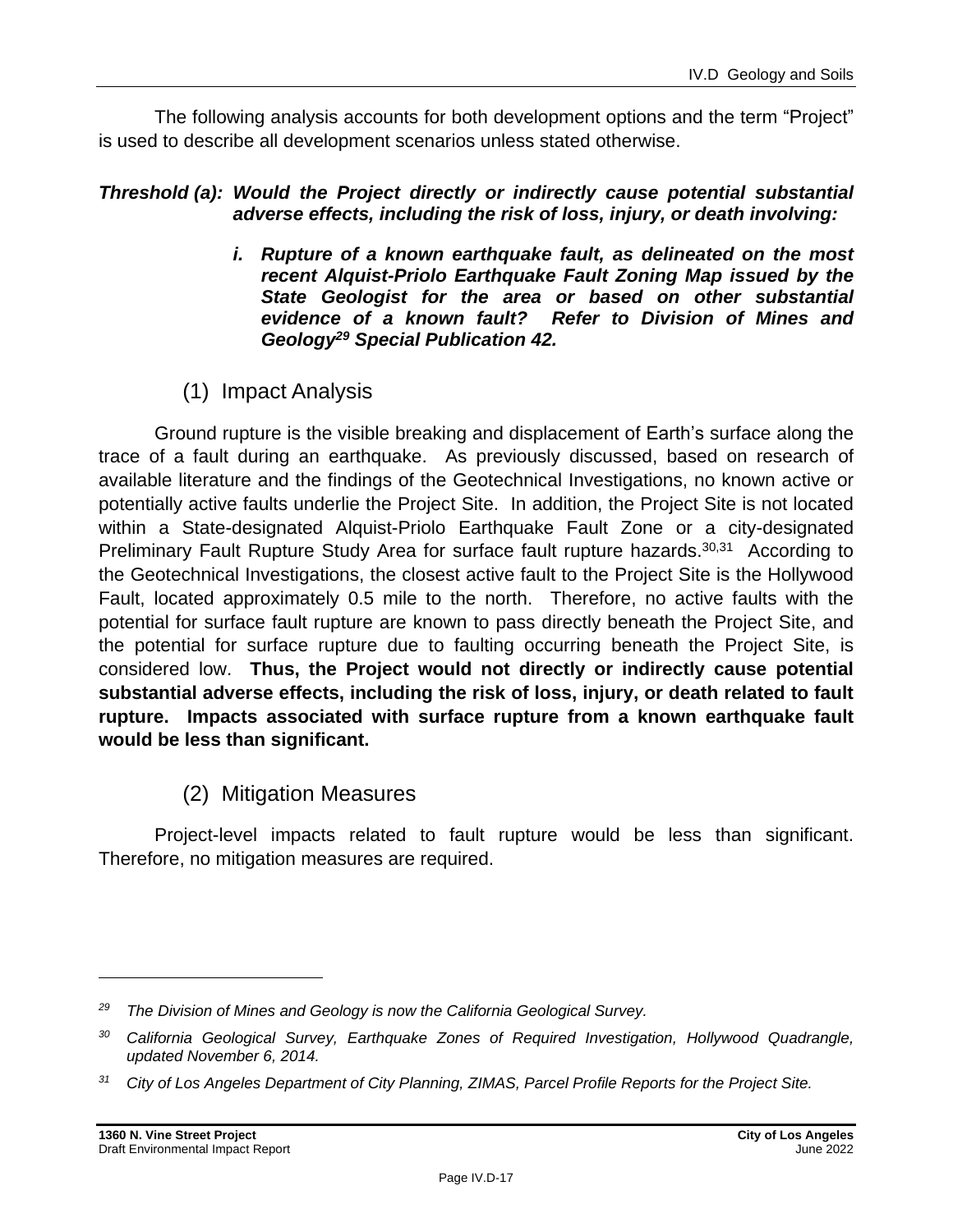The following analysis accounts for both development options and the term "Project" is used to describe all development scenarios unless stated otherwise.

***Threshold (a): Would the Project directly or indirectly cause potential substantial adverse effects, including the risk of loss, injury, or death involving:***

> ***i. Rupture of a known earthquake fault, as delineated on the most recent Alquist-Priolo Earthquake Fault Zoning Map issued by the State Geologist for the area or based on other substantial evidence of a known fault? Refer to Division of Mines and Geology[29] Special Publication 42.***

### (1) Impact Analysis

Ground rupture is the visible breaking and displacement of Earth's surface along the trace of a fault during an earthquake. As previously discussed, based on research of available literature and the findings of the Geotechnical Investigations, no known active or potentially active faults underlie the Project Site. In addition, the Project Site is not located within a State-designated Alquist-Priolo Earthquake Fault Zone or a city-designated Preliminary Fault Rupture Study Area for surface fault rupture hazards.[30,31] According to the Geotechnical Investigations, the closest active fault to the Project Site is the Hollywood Fault, located approximately 0.5 mile to the north. Therefore, no active faults with the potential for surface fault rupture are known to pass directly beneath the Project Site, and the potential for surface rupture due to faulting occurring beneath the Project Site, is considered low. **Thus, the Project would not directly or indirectly cause potential substantial adverse effects, including the risk of loss, injury, or death related to fault rupture. Impacts associated with surface rupture from a known earthquake fault would be less than significant.**

### (2) Mitigation Measures

Project-level impacts related to fault rupture would be less than significant. Therefore, no mitigation measures are required.

---

[29] *The Division of Mines and Geology is now the California Geological Survey.*

[30] *California Geological Survey, Earthquake Zones of Required Investigation, Hollywood Quadrangle, updated November 6, 2014.*

[31] *City of Los Angeles Department of City Planning, ZIMAS, Parcel Profile Reports for the Project Site.*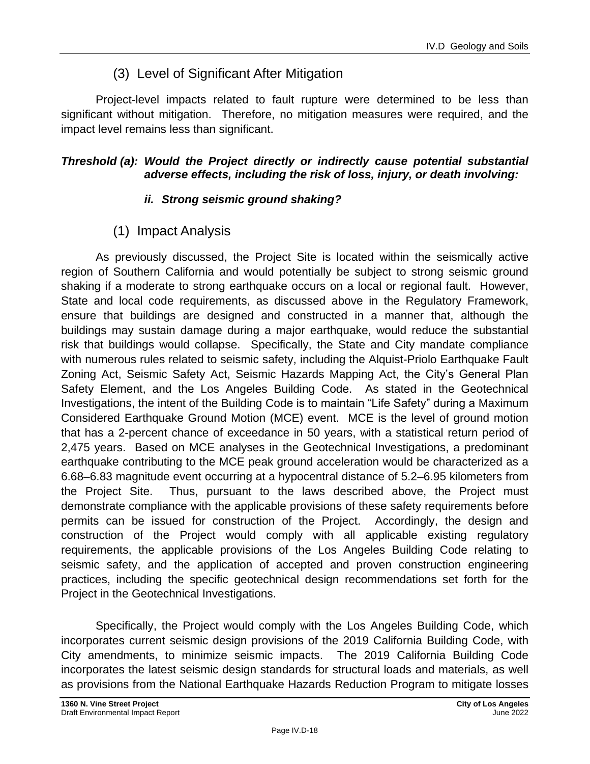### (3) Level of Significant After Mitigation

Project-level impacts related to fault rupture were determined to be less than significant without mitigation. Therefore, no mitigation measures were required, and the impact level remains less than significant.

***Threshold (a): Would the Project directly or indirectly cause potential substantial adverse effects, including the risk of loss, injury, or death involving:***

***ii. Strong seismic ground shaking?***

### (1) Impact Analysis

As previously discussed, the Project Site is located within the seismically active region of Southern California and would potentially be subject to strong seismic ground shaking if a moderate to strong earthquake occurs on a local or regional fault. However, State and local code requirements, as discussed above in the Regulatory Framework, ensure that buildings are designed and constructed in a manner that, although the buildings may sustain damage during a major earthquake, would reduce the substantial risk that buildings would collapse. Specifically, the State and City mandate compliance with numerous rules related to seismic safety, including the Alquist-Priolo Earthquake Fault Zoning Act, Seismic Safety Act, Seismic Hazards Mapping Act, the City's General Plan Safety Element, and the Los Angeles Building Code. As stated in the Geotechnical Investigations, the intent of the Building Code is to maintain "Life Safety" during a Maximum Considered Earthquake Ground Motion (MCE) event. MCE is the level of ground motion that has a 2-percent chance of exceedance in 50 years, with a statistical return period of 2,475 years. Based on MCE analyses in the Geotechnical Investigations, a predominant earthquake contributing to the MCE peak ground acceleration would be characterized as a 6.68–6.83 magnitude event occurring at a hypocentral distance of 5.2–6.95 kilometers from the Project Site. Thus, pursuant to the laws described above, the Project must demonstrate compliance with the applicable provisions of these safety requirements before permits can be issued for construction of the Project. Accordingly, the design and construction of the Project would comply with all applicable existing regulatory requirements, the applicable provisions of the Los Angeles Building Code relating to seismic safety, and the application of accepted and proven construction engineering practices, including the specific geotechnical design recommendations set forth for the Project in the Geotechnical Investigations.

Specifically, the Project would comply with the Los Angeles Building Code, which incorporates current seismic design provisions of the 2019 California Building Code, with City amendments, to minimize seismic impacts. The 2019 California Building Code incorporates the latest seismic design standards for structural loads and materials, as well as provisions from the National Earthquake Hazards Reduction Program to mitigate losses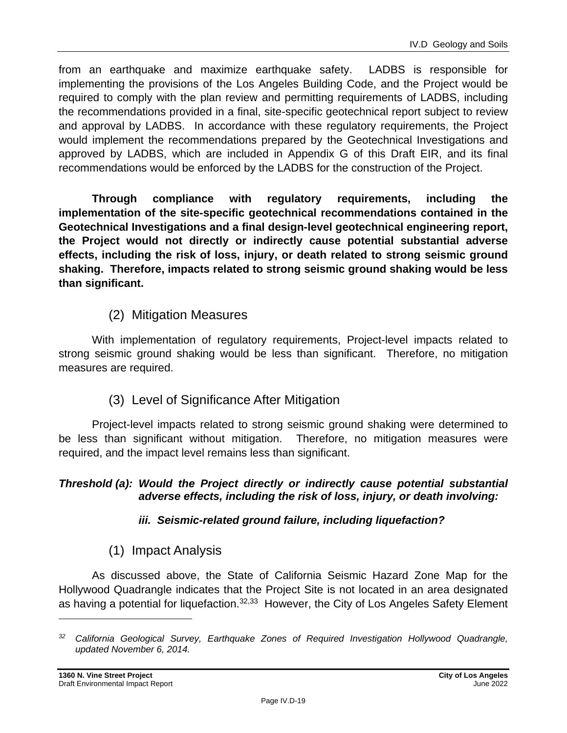from an earthquake and maximize earthquake safety. LADBS is responsible for implementing the provisions of the Los Angeles Building Code, and the Project would be required to comply with the plan review and permitting requirements of LADBS, including the recommendations provided in a final, site-specific geotechnical report subject to review and approval by LADBS. In accordance with these regulatory requirements, the Project would implement the recommendations prepared by the Geotechnical Investigations and approved by LADBS, which are included in Appendix G of this Draft EIR, and its final recommendations would be enforced by the LADBS for the construction of the Project.

**Through compliance with regulatory requirements, including the implementation of the site-specific geotechnical recommendations contained in the Geotechnical Investigations and a final design-level geotechnical engineering report, the Project would not directly or indirectly cause potential substantial adverse effects, including the risk of loss, injury, or death related to strong seismic ground shaking. Therefore, impacts related to strong seismic ground shaking would be less than significant.**

### (2) Mitigation Measures

With implementation of regulatory requirements, Project-level impacts related to strong seismic ground shaking would be less than significant. Therefore, no mitigation measures are required.

### (3) Level of Significance After Mitigation

Project-level impacts related to strong seismic ground shaking were determined to be less than significant without mitigation. Therefore, no mitigation measures were required, and the impact level remains less than significant.

***Threshold (a): Would the Project directly or indirectly cause potential substantial adverse effects, including the risk of loss, injury, or death involving:***

***iii. Seismic-related ground failure, including liquefaction?***

### (1) Impact Analysis

As discussed above, the State of California Seismic Hazard Zone Map for the Hollywood Quadrangle indicates that the Project Site is not located in an area designated as having a potential for liquefaction.[32,33] However, the City of Los Angeles Safety Element

---

[32] *California Geological Survey, Earthquake Zones of Required Investigation Hollywood Quadrangle, updated November 6, 2014.*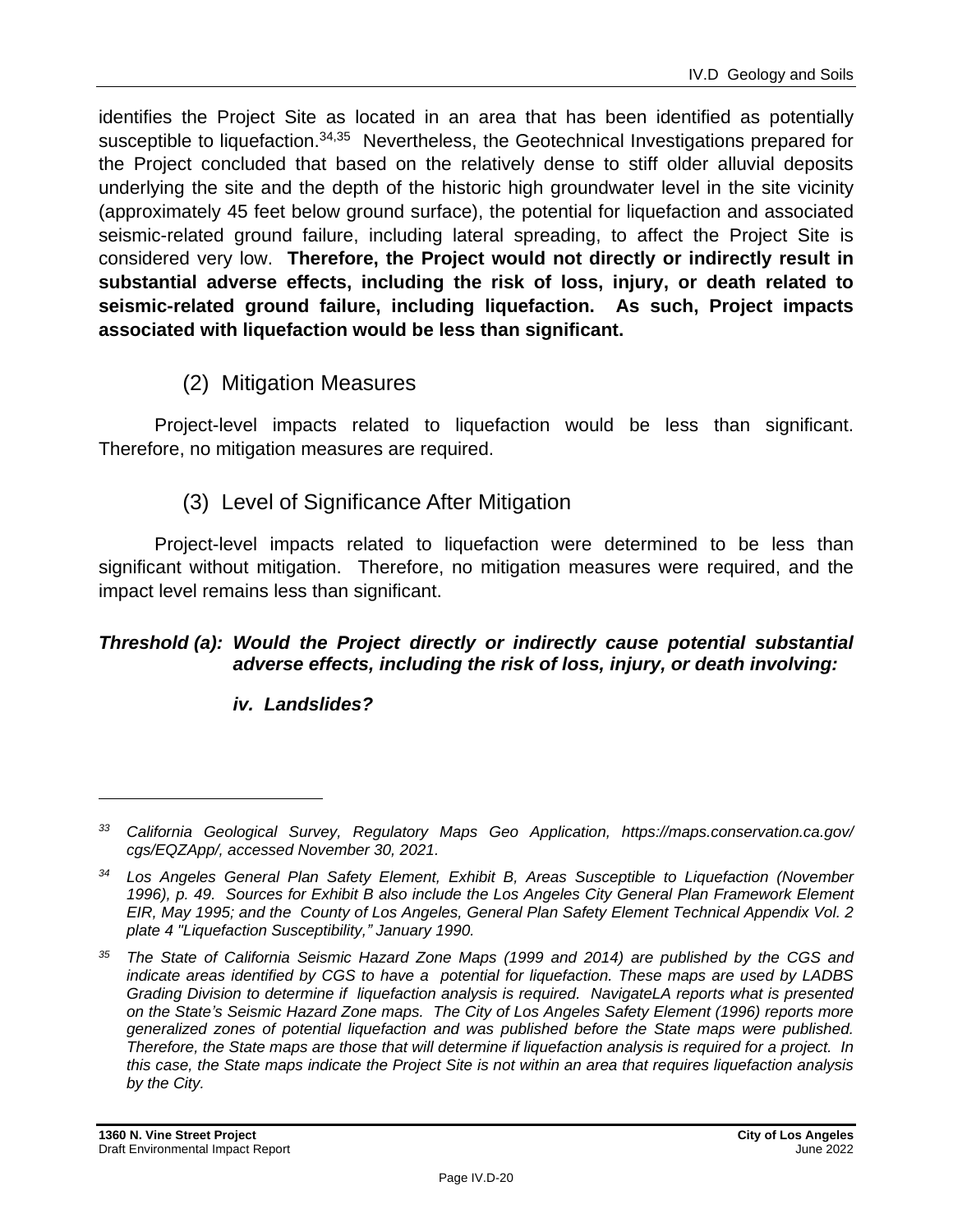identifies the Project Site as located in an area that has been identified as potentially susceptible to liquefaction.[34,35] Nevertheless, the Geotechnical Investigations prepared for the Project concluded that based on the relatively dense to stiff older alluvial deposits underlying the site and the depth of the historic high groundwater level in the site vicinity (approximately 45 feet below ground surface), the potential for liquefaction and associated seismic-related ground failure, including lateral spreading, to affect the Project Site is considered very low. **Therefore, the Project would not directly or indirectly result in substantial adverse effects, including the risk of loss, injury, or death related to seismic-related ground failure, including liquefaction. As such, Project impacts associated with liquefaction would be less than significant.**

### (2) Mitigation Measures

Project-level impacts related to liquefaction would be less than significant. Therefore, no mitigation measures are required.

### (3) Level of Significance After Mitigation

Project-level impacts related to liquefaction were determined to be less than significant without mitigation. Therefore, no mitigation measures were required, and the impact level remains less than significant.

***Threshold (a): Would the Project directly or indirectly cause potential substantial adverse effects, including the risk of loss, injury, or death involving:***

***iv. Landslides?***

---

*33 California Geological Survey, Regulatory Maps Geo Application, https://maps.conservation.ca.gov/cgs/EQZApp/, accessed November 30, 2021.*

*34 Los Angeles General Plan Safety Element, Exhibit B, Areas Susceptible to Liquefaction (November 1996), p. 49. Sources for Exhibit B also include the Los Angeles City General Plan Framework Element EIR, May 1995; and the County of Los Angeles, General Plan Safety Element Technical Appendix Vol. 2 plate 4 "Liquefaction Susceptibility," January 1990.*

*35 The State of California Seismic Hazard Zone Maps (1999 and 2014) are published by the CGS and indicate areas identified by CGS to have a potential for liquefaction. These maps are used by LADBS Grading Division to determine if liquefaction analysis is required. NavigateLA reports what is presented on the State's Seismic Hazard Zone maps. The City of Los Angeles Safety Element (1996) reports more generalized zones of potential liquefaction and was published before the State maps were published. Therefore, the State maps are those that will determine if liquefaction analysis is required for a project. In this case, the State maps indicate the Project Site is not within an area that requires liquefaction analysis by the City.*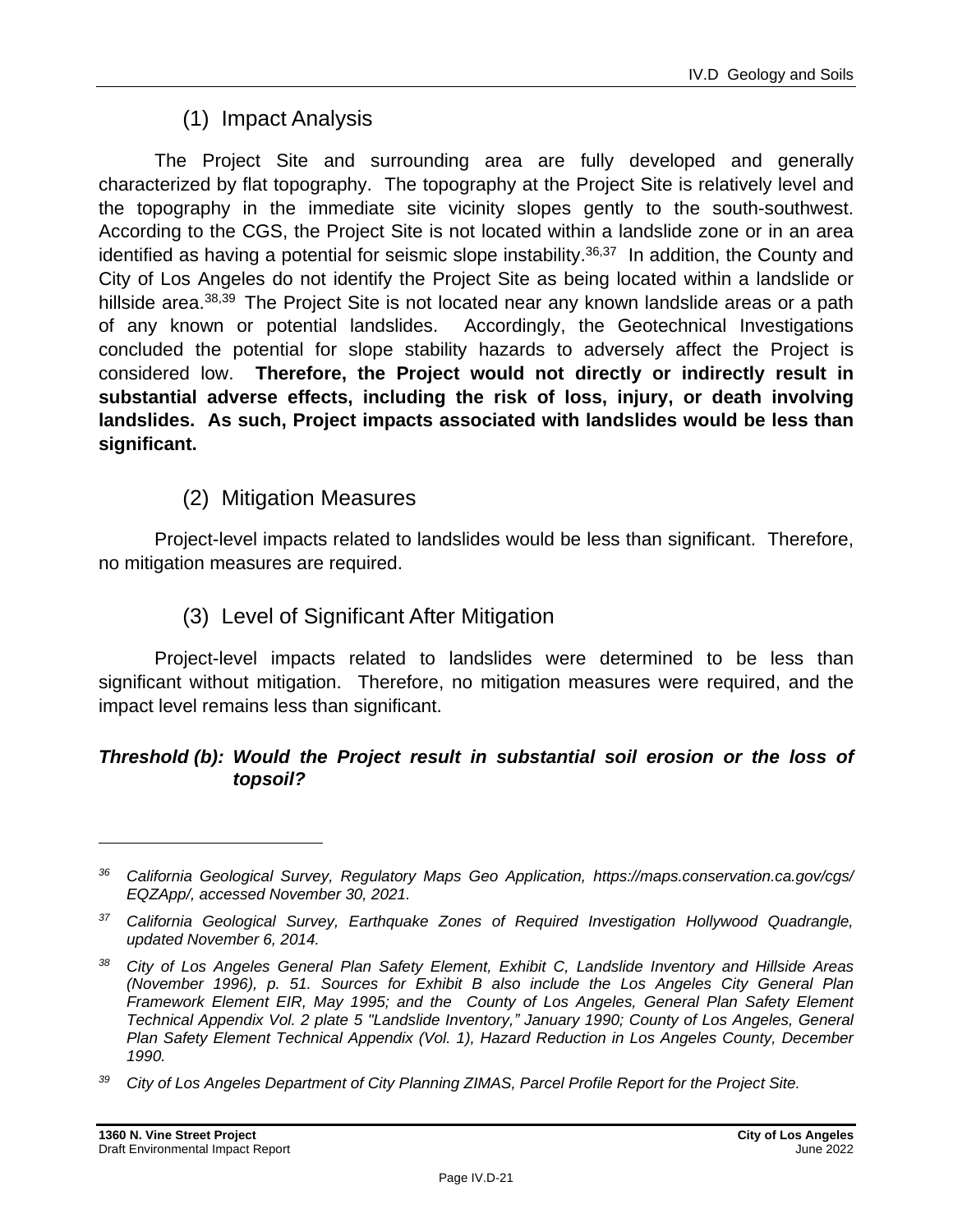### (1) Impact Analysis

The Project Site and surrounding area are fully developed and generally characterized by flat topography. The topography at the Project Site is relatively level and the topography in the immediate site vicinity slopes gently to the south-southwest. According to the CGS, the Project Site is not located within a landslide zone or in an area identified as having a potential for seismic slope instability.[36,37] In addition, the County and City of Los Angeles do not identify the Project Site as being located within a landslide or hillside area.[38,39] The Project Site is not located near any known landslide areas or a path of any known or potential landslides. Accordingly, the Geotechnical Investigations concluded the potential for slope stability hazards to adversely affect the Project is considered low. **Therefore, the Project would not directly or indirectly result in substantial adverse effects, including the risk of loss, injury, or death involving landslides. As such, Project impacts associated with landslides would be less than significant.**

### (2) Mitigation Measures

Project-level impacts related to landslides would be less than significant. Therefore, no mitigation measures are required.

### (3) Level of Significant After Mitigation

Project-level impacts related to landslides were determined to be less than significant without mitigation. Therefore, no mitigation measures were required, and the impact level remains less than significant.

***Threshold (b): Would the Project result in substantial soil erosion or the loss of topsoil?***

---

*[36] California Geological Survey, Regulatory Maps Geo Application, https://maps.conservation.ca.gov/cgs/EQZApp/, accessed November 30, 2021.*

*[37] California Geological Survey, Earthquake Zones of Required Investigation Hollywood Quadrangle, updated November 6, 2014.*

*[38] City of Los Angeles General Plan Safety Element, Exhibit C, Landslide Inventory and Hillside Areas (November 1996), p. 51. Sources for Exhibit B also include the Los Angeles City General Plan Framework Element EIR, May 1995; and the County of Los Angeles, General Plan Safety Element Technical Appendix Vol. 2 plate 5 "Landslide Inventory," January 1990; County of Los Angeles, General Plan Safety Element Technical Appendix (Vol. 1), Hazard Reduction in Los Angeles County, December 1990.*

*[39] City of Los Angeles Department of City Planning ZIMAS, Parcel Profile Report for the Project Site.*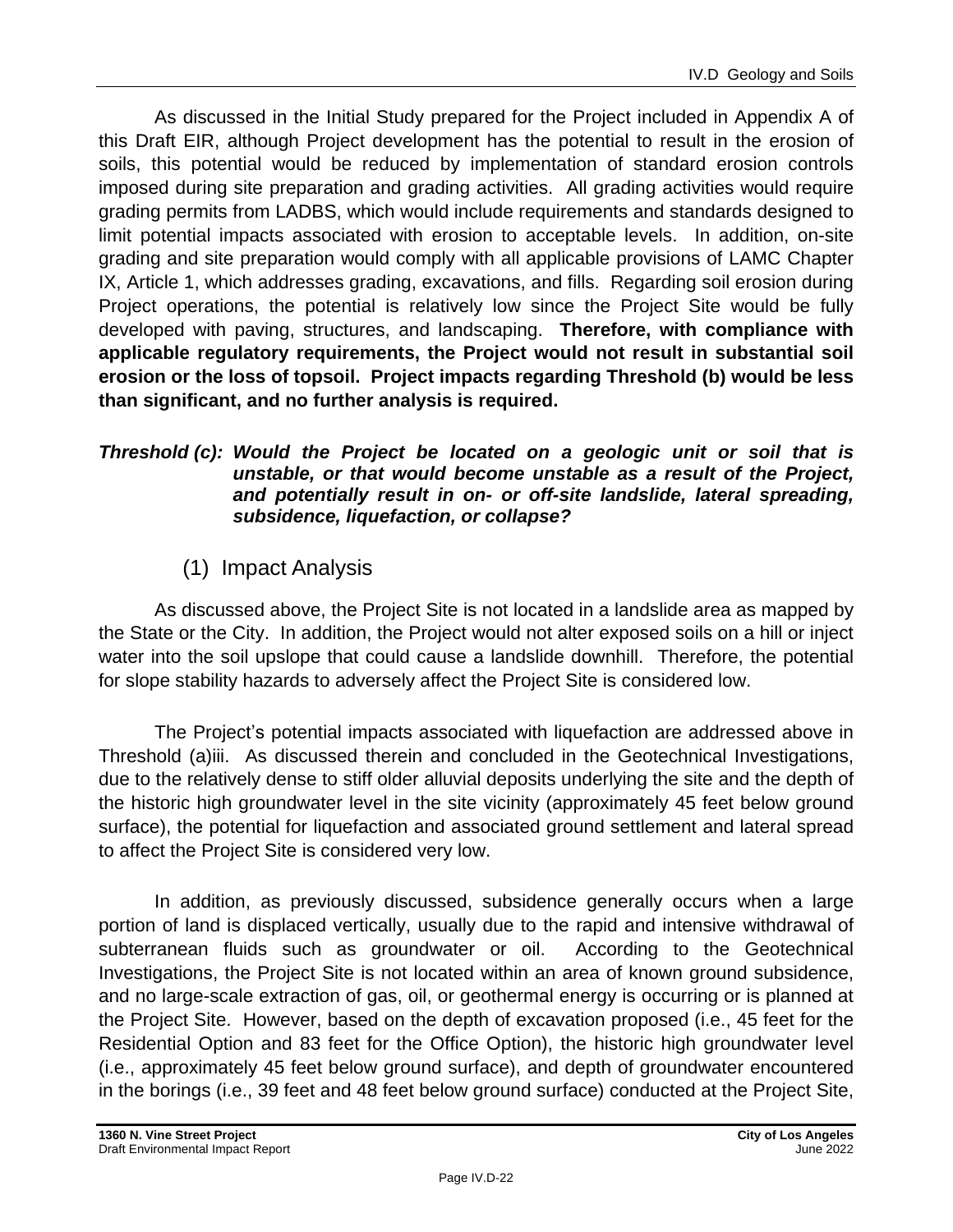As discussed in the Initial Study prepared for the Project included in Appendix A of this Draft EIR, although Project development has the potential to result in the erosion of soils, this potential would be reduced by implementation of standard erosion controls imposed during site preparation and grading activities. All grading activities would require grading permits from LADBS, which would include requirements and standards designed to limit potential impacts associated with erosion to acceptable levels. In addition, on-site grading and site preparation would comply with all applicable provisions of LAMC Chapter IX, Article 1, which addresses grading, excavations, and fills. Regarding soil erosion during Project operations, the potential is relatively low since the Project Site would be fully developed with paving, structures, and landscaping. **Therefore, with compliance with applicable regulatory requirements, the Project would not result in substantial soil erosion or the loss of topsoil. Project impacts regarding Threshold (b) would be less than significant, and no further analysis is required.**

***Threshold (c): Would the Project be located on a geologic unit or soil that is unstable, or that would become unstable as a result of the Project, and potentially result in on- or off-site landslide, lateral spreading, subsidence, liquefaction, or collapse?***

### (1) Impact Analysis

As discussed above, the Project Site is not located in a landslide area as mapped by the State or the City. In addition, the Project would not alter exposed soils on a hill or inject water into the soil upslope that could cause a landslide downhill. Therefore, the potential for slope stability hazards to adversely affect the Project Site is considered low.

The Project's potential impacts associated with liquefaction are addressed above in Threshold (a)iii. As discussed therein and concluded in the Geotechnical Investigations, due to the relatively dense to stiff older alluvial deposits underlying the site and the depth of the historic high groundwater level in the site vicinity (approximately 45 feet below ground surface), the potential for liquefaction and associated ground settlement and lateral spread to affect the Project Site is considered very low.

In addition, as previously discussed, subsidence generally occurs when a large portion of land is displaced vertically, usually due to the rapid and intensive withdrawal of subterranean fluids such as groundwater or oil. According to the Geotechnical Investigations, the Project Site is not located within an area of known ground subsidence, and no large-scale extraction of gas, oil, or geothermal energy is occurring or is planned at the Project Site. However, based on the depth of excavation proposed (i.e., 45 feet for the Residential Option and 83 feet for the Office Option), the historic high groundwater level (i.e., approximately 45 feet below ground surface), and depth of groundwater encountered in the borings (i.e., 39 feet and 48 feet below ground surface) conducted at the Project Site,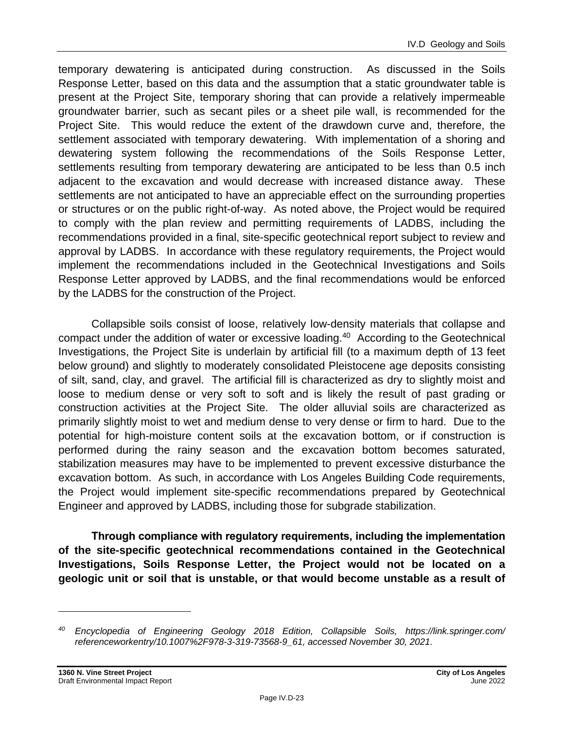temporary dewatering is anticipated during construction. As discussed in the Soils Response Letter, based on this data and the assumption that a static groundwater table is present at the Project Site, temporary shoring that can provide a relatively impermeable groundwater barrier, such as secant piles or a sheet pile wall, is recommended for the Project Site. This would reduce the extent of the drawdown curve and, therefore, the settlement associated with temporary dewatering. With implementation of a shoring and dewatering system following the recommendations of the Soils Response Letter, settlements resulting from temporary dewatering are anticipated to be less than 0.5 inch adjacent to the excavation and would decrease with increased distance away. These settlements are not anticipated to have an appreciable effect on the surrounding properties or structures or on the public right-of-way. As noted above, the Project would be required to comply with the plan review and permitting requirements of LADBS, including the recommendations provided in a final, site-specific geotechnical report subject to review and approval by LADBS. In accordance with these regulatory requirements, the Project would implement the recommendations included in the Geotechnical Investigations and Soils Response Letter approved by LADBS, and the final recommendations would be enforced by the LADBS for the construction of the Project.

Collapsible soils consist of loose, relatively low-density materials that collapse and compact under the addition of water or excessive loading.[40] According to the Geotechnical Investigations, the Project Site is underlain by artificial fill (to a maximum depth of 13 feet below ground) and slightly to moderately consolidated Pleistocene age deposits consisting of silt, sand, clay, and gravel. The artificial fill is characterized as dry to slightly moist and loose to medium dense or very soft to soft and is likely the result of past grading or construction activities at the Project Site. The older alluvial soils are characterized as primarily slightly moist to wet and medium dense to very dense or firm to hard. Due to the potential for high-moisture content soils at the excavation bottom, or if construction is performed during the rainy season and the excavation bottom becomes saturated, stabilization measures may have to be implemented to prevent excessive disturbance the excavation bottom. As such, in accordance with Los Angeles Building Code requirements, the Project would implement site-specific recommendations prepared by Geotechnical Engineer and approved by LADBS, including those for subgrade stabilization.

**Through compliance with regulatory requirements, including the implementation of the site-specific geotechnical recommendations contained in the Geotechnical Investigations, Soils Response Letter, the Project would not be located on a geologic unit or soil that is unstable, or that would become unstable as a result of**

---

[40] *Encyclopedia of Engineering Geology 2018 Edition, Collapsible Soils, https://link.springer.com/referenceworkentry/10.1007%2F978-3-319-73568-9_61, accessed November 30, 2021.*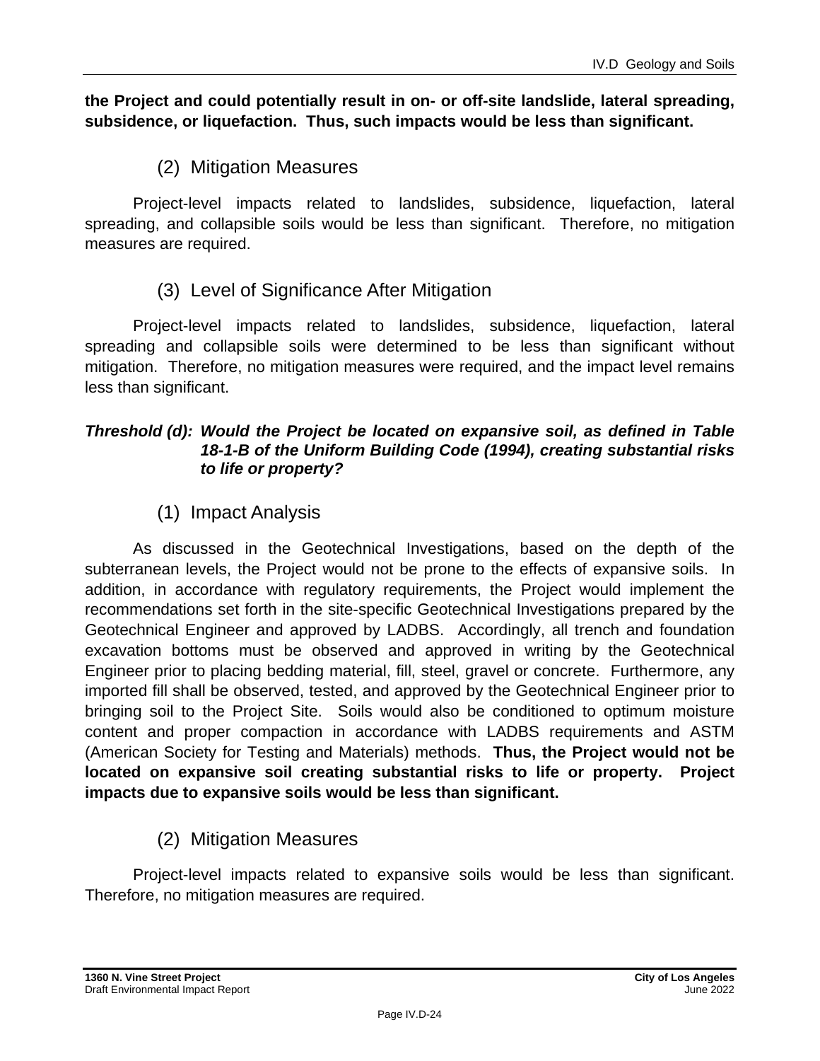**the Project and could potentially result in on- or off-site landslide, lateral spreading, subsidence, or liquefaction. Thus, such impacts would be less than significant.**

### (2) Mitigation Measures

Project-level impacts related to landslides, subsidence, liquefaction, lateral spreading, and collapsible soils would be less than significant. Therefore, no mitigation measures are required.

### (3) Level of Significance After Mitigation

Project-level impacts related to landslides, subsidence, liquefaction, lateral spreading and collapsible soils were determined to be less than significant without mitigation. Therefore, no mitigation measures were required, and the impact level remains less than significant.

***Threshold (d): Would the Project be located on expansive soil, as defined in Table 18-1-B of the Uniform Building Code (1994), creating substantial risks to life or property?***

### (1) Impact Analysis

As discussed in the Geotechnical Investigations, based on the depth of the subterranean levels, the Project would not be prone to the effects of expansive soils. In addition, in accordance with regulatory requirements, the Project would implement the recommendations set forth in the site-specific Geotechnical Investigations prepared by the Geotechnical Engineer and approved by LADBS. Accordingly, all trench and foundation excavation bottoms must be observed and approved in writing by the Geotechnical Engineer prior to placing bedding material, fill, steel, gravel or concrete. Furthermore, any imported fill shall be observed, tested, and approved by the Geotechnical Engineer prior to bringing soil to the Project Site. Soils would also be conditioned to optimum moisture content and proper compaction in accordance with LADBS requirements and ASTM (American Society for Testing and Materials) methods. **Thus, the Project would not be located on expansive soil creating substantial risks to life or property. Project impacts due to expansive soils would be less than significant.**

### (2) Mitigation Measures

Project-level impacts related to expansive soils would be less than significant. Therefore, no mitigation measures are required.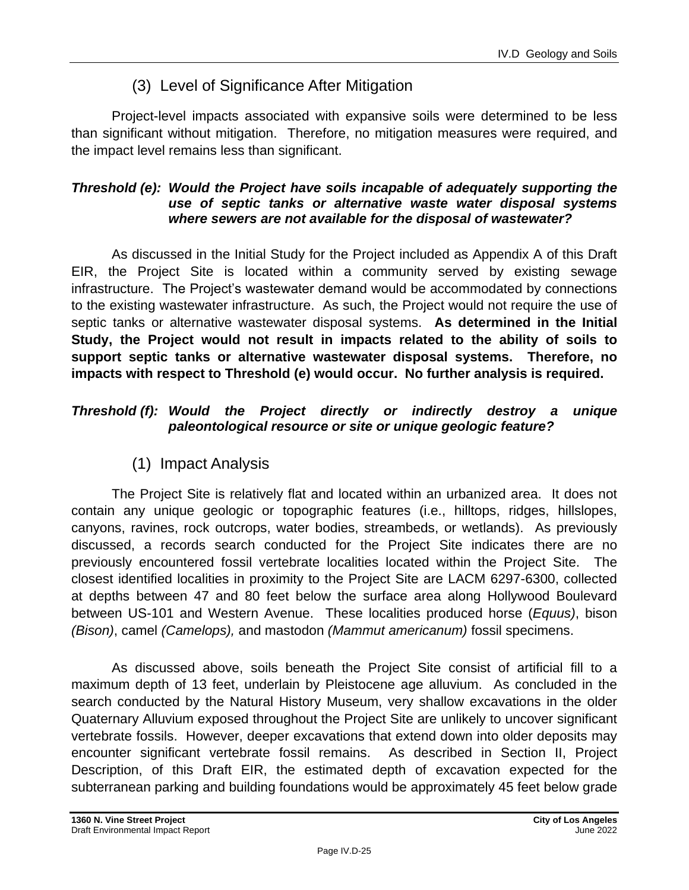### (3) Level of Significance After Mitigation

Project-level impacts associated with expansive soils were determined to be less than significant without mitigation. Therefore, no mitigation measures were required, and the impact level remains less than significant.

***Threshold (e): Would the Project have soils incapable of adequately supporting the use of septic tanks or alternative waste water disposal systems where sewers are not available for the disposal of wastewater?***

As discussed in the Initial Study for the Project included as Appendix A of this Draft EIR, the Project Site is located within a community served by existing sewage infrastructure. The Project's wastewater demand would be accommodated by connections to the existing wastewater infrastructure. As such, the Project would not require the use of septic tanks or alternative wastewater disposal systems. **As determined in the Initial Study, the Project would not result in impacts related to the ability of soils to support septic tanks or alternative wastewater disposal systems. Therefore, no impacts with respect to Threshold (e) would occur. No further analysis is required.**

***Threshold (f): Would the Project directly or indirectly destroy a unique paleontological resource or site or unique geologic feature?***

### (1) Impact Analysis

The Project Site is relatively flat and located within an urbanized area. It does not contain any unique geologic or topographic features (i.e., hilltops, ridges, hillslopes, canyons, ravines, rock outcrops, water bodies, streambeds, or wetlands). As previously discussed, a records search conducted for the Project Site indicates there are no previously encountered fossil vertebrate localities located within the Project Site. The closest identified localities in proximity to the Project Site are LACM 6297-6300, collected at depths between 47 and 80 feet below the surface area along Hollywood Boulevard between US-101 and Western Avenue. These localities produced horse (*Equus)*, bison *(Bison)*, camel *(Camelops),* and mastodon *(Mammut americanum)* fossil specimens.

As discussed above, soils beneath the Project Site consist of artificial fill to a maximum depth of 13 feet, underlain by Pleistocene age alluvium. As concluded in the search conducted by the Natural History Museum, very shallow excavations in the older Quaternary Alluvium exposed throughout the Project Site are unlikely to uncover significant vertebrate fossils. However, deeper excavations that extend down into older deposits may encounter significant vertebrate fossil remains. As described in Section II, Project Description, of this Draft EIR, the estimated depth of excavation expected for the subterranean parking and building foundations would be approximately 45 feet below grade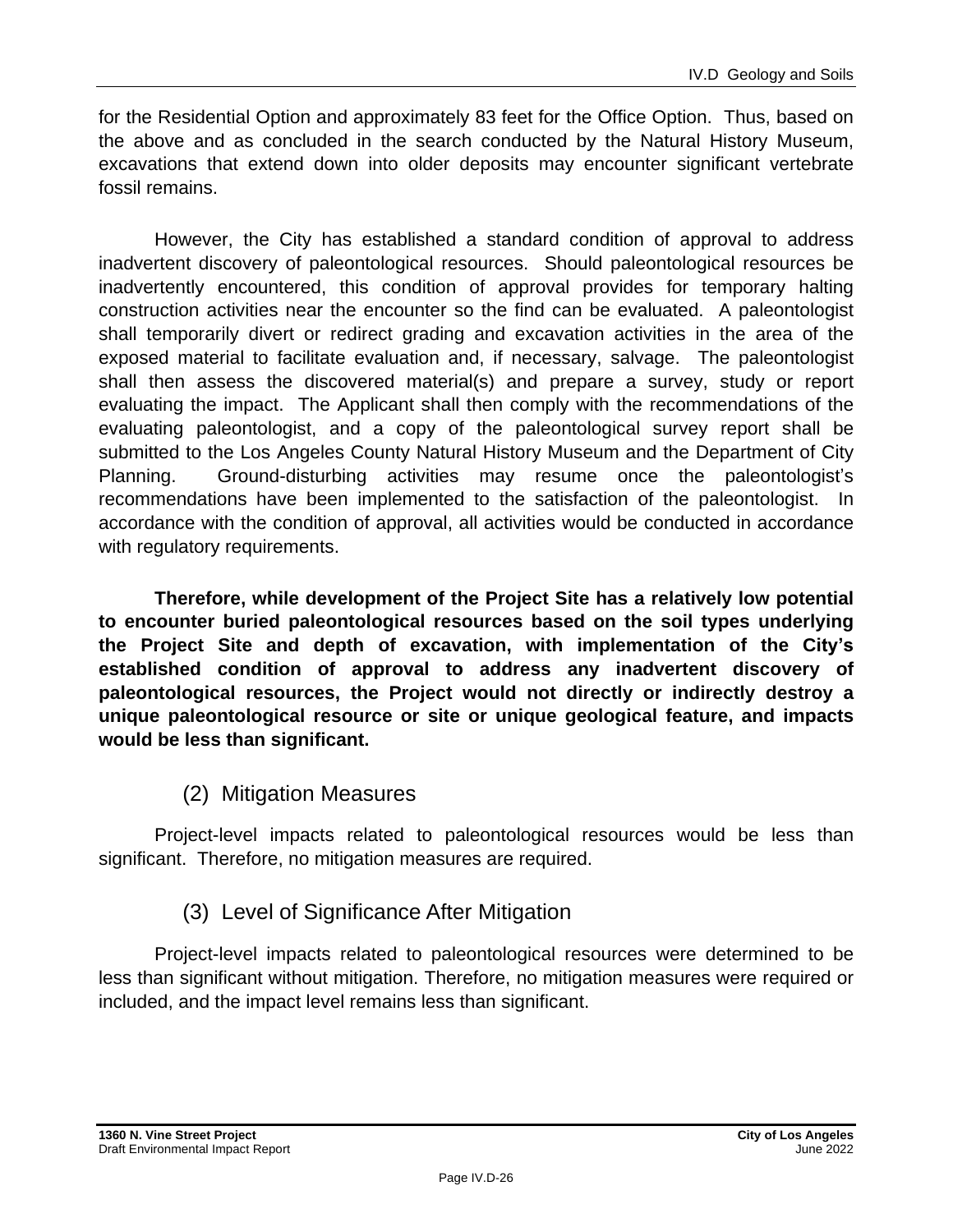for the Residential Option and approximately 83 feet for the Office Option. Thus, based on the above and as concluded in the search conducted by the Natural History Museum, excavations that extend down into older deposits may encounter significant vertebrate fossil remains.

However, the City has established a standard condition of approval to address inadvertent discovery of paleontological resources. Should paleontological resources be inadvertently encountered, this condition of approval provides for temporary halting construction activities near the encounter so the find can be evaluated. A paleontologist shall temporarily divert or redirect grading and excavation activities in the area of the exposed material to facilitate evaluation and, if necessary, salvage. The paleontologist shall then assess the discovered material(s) and prepare a survey, study or report evaluating the impact. The Applicant shall then comply with the recommendations of the evaluating paleontologist, and a copy of the paleontological survey report shall be submitted to the Los Angeles County Natural History Museum and the Department of City Planning. Ground-disturbing activities may resume once the paleontologist's recommendations have been implemented to the satisfaction of the paleontologist. In accordance with the condition of approval, all activities would be conducted in accordance with regulatory requirements.

**Therefore, while development of the Project Site has a relatively low potential to encounter buried paleontological resources based on the soil types underlying the Project Site and depth of excavation, with implementation of the City's established condition of approval to address any inadvertent discovery of paleontological resources, the Project would not directly or indirectly destroy a unique paleontological resource or site or unique geological feature, and impacts would be less than significant.**

### (2) Mitigation Measures

Project-level impacts related to paleontological resources would be less than significant. Therefore, no mitigation measures are required.

### (3) Level of Significance After Mitigation

Project-level impacts related to paleontological resources were determined to be less than significant without mitigation. Therefore, no mitigation measures were required or included, and the impact level remains less than significant.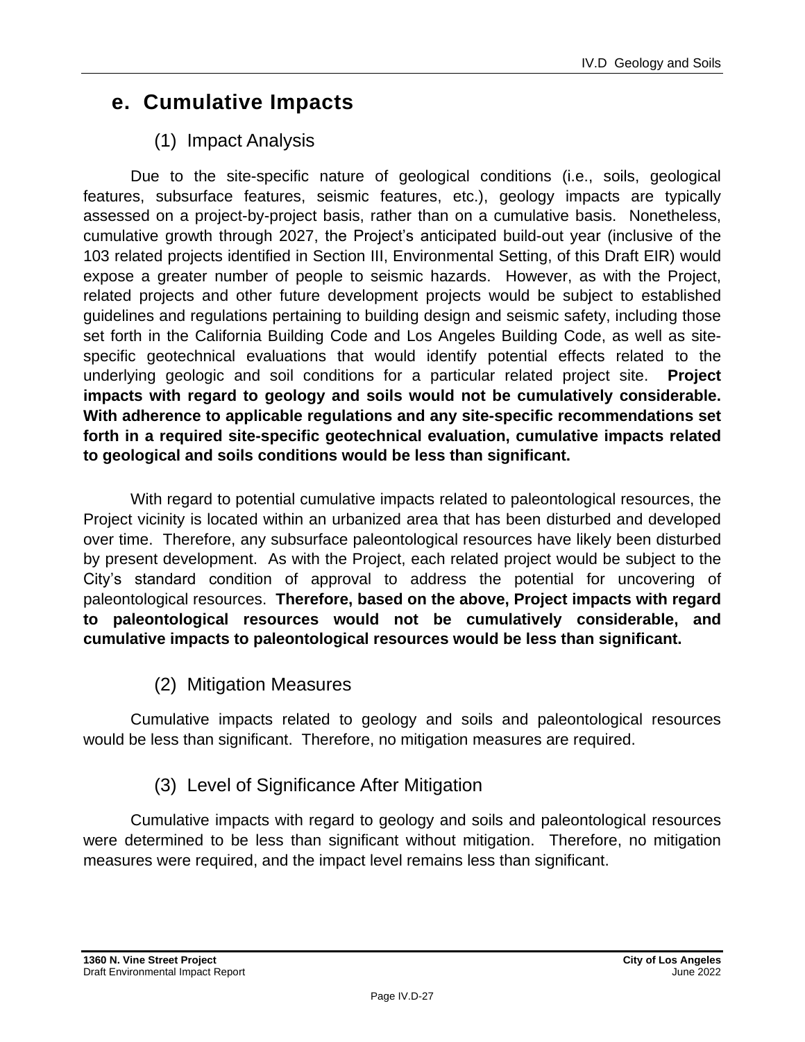## e. Cumulative Impacts

### (1) Impact Analysis

Due to the site-specific nature of geological conditions (i.e., soils, geological features, subsurface features, seismic features, etc.), geology impacts are typically assessed on a project-by-project basis, rather than on a cumulative basis. Nonetheless, cumulative growth through 2027, the Project's anticipated build-out year (inclusive of the 103 related projects identified in Section III, Environmental Setting, of this Draft EIR) would expose a greater number of people to seismic hazards. However, as with the Project, related projects and other future development projects would be subject to established guidelines and regulations pertaining to building design and seismic safety, including those set forth in the California Building Code and Los Angeles Building Code, as well as site-specific geotechnical evaluations that would identify potential effects related to the underlying geologic and soil conditions for a particular related project site. **Project impacts with regard to geology and soils would not be cumulatively considerable. With adherence to applicable regulations and any site-specific recommendations set forth in a required site-specific geotechnical evaluation, cumulative impacts related to geological and soils conditions would be less than significant.**

With regard to potential cumulative impacts related to paleontological resources, the Project vicinity is located within an urbanized area that has been disturbed and developed over time. Therefore, any subsurface paleontological resources have likely been disturbed by present development. As with the Project, each related project would be subject to the City's standard condition of approval to address the potential for uncovering of paleontological resources. **Therefore, based on the above, Project impacts with regard to paleontological resources would not be cumulatively considerable, and cumulative impacts to paleontological resources would be less than significant.**

### (2) Mitigation Measures

Cumulative impacts related to geology and soils and paleontological resources would be less than significant. Therefore, no mitigation measures are required.

### (3) Level of Significance After Mitigation

Cumulative impacts with regard to geology and soils and paleontological resources were determined to be less than significant without mitigation. Therefore, no mitigation measures were required, and the impact level remains less than significant.